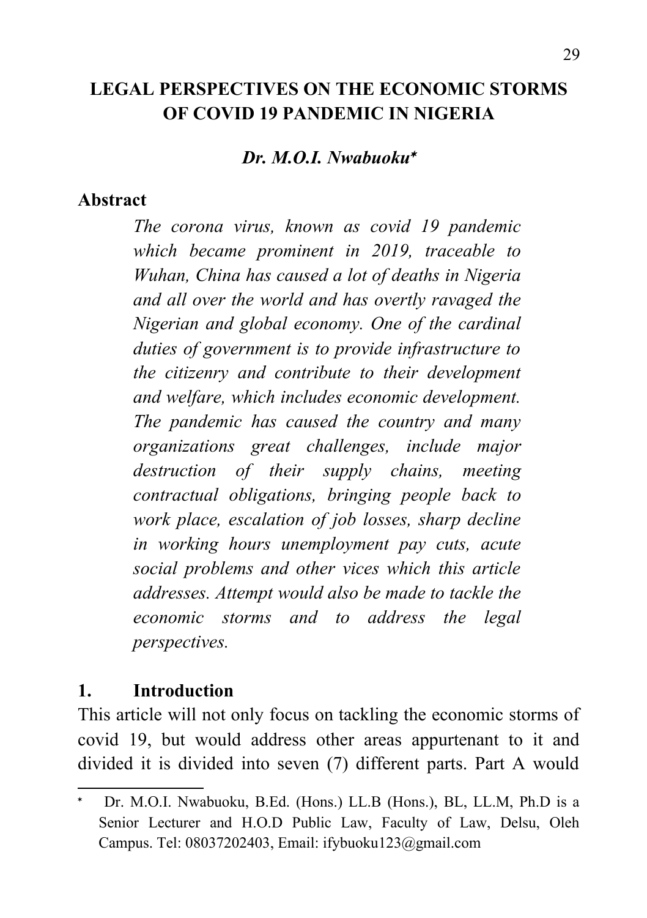# LEGAL PERSPECTIVES ON THE ECONOMIC STORMS OF COVID 19 PANDEMIC IN NIGERIA

***Dr. M.O.I. Nwabuoku*** *

**Abstract**

*The corona virus, known as covid 19 pandemic which became prominent in 2019, traceable to Wuhan, China has caused a lot of deaths in Nigeria and all over the world and has overtly ravaged the Nigerian and global economy. One of the cardinal duties of government is to provide infrastructure to the citizenry and contribute to their development and welfare, which includes economic development. The pandemic has caused the country and many organizations great challenges, include major destruction of their supply chains, meeting contractual obligations, bringing people back to work place, escalation of job losses, sharp decline in working hours unemployment pay cuts, acute social problems and other vices which this article addresses. Attempt would also be made to tackle the economic storms and to address the legal perspectives.*

## 1. Introduction

This article will not only focus on tackling the economic storms of covid 19, but would address other areas appurtenant to it and divided it is divided into seven (7) different parts. Part A would

---

\* Dr. M.O.I. Nwabuoku, B.Ed. (Hons.) LL.B (Hons.), BL, LL.M, Ph.D is a Senior Lecturer and H.O.D Public Law, Faculty of Law, Delsu, Oleh Campus. Tel: 08037202403, Email: ifybuoku123@gmail.com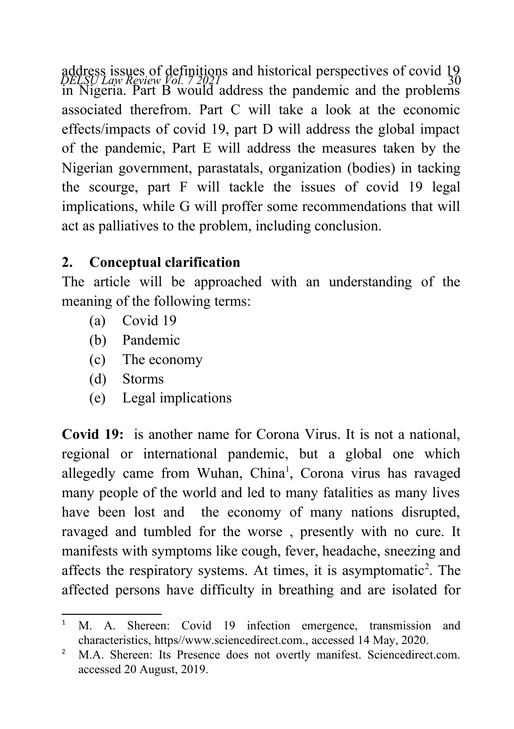address issues of definitions and historical perspectives of covid 19 in Nigeria. Part B would address the pandemic and the problems associated therefrom. Part C will take a look at the economic effects/impacts of covid 19, part D will address the global impact of the pandemic, Part E will address the measures taken by the Nigerian government, parastatals, organization (bodies) in tacking the scourge, part F will tackle the issues of covid 19 legal implications, while G will proffer some recommendations that will act as palliatives to the problem, including conclusion.

## 2. Conceptual clarification

The article will be approached with an understanding of the meaning of the following terms:

(a) Covid 19
(b) Pandemic
(c) The economy
(d) Storms
(e) Legal implications

**Covid 19:** is another name for Corona Virus. It is not a national, regional or international pandemic, but a global one which allegedly came from Wuhan, China[1], Corona virus has ravaged many people of the world and led to many fatalities as many lives have been lost and the economy of many nations disrupted, ravaged and tumbled for the worse , presently with no cure. It manifests with symptoms like cough, fever, headache, sneezing and affects the respiratory systems. At times, it is asymptomatic[2]. The affected persons have difficulty in breathing and are isolated for

---

[1] M. A. Shereen: Covid 19 infection emergence, transmission and characteristics, https//www.sciencedirect.com., accessed 14 May, 2020.

[2] M.A. Shereen: Its Presence does not overtly manifest. Sciencedirect.com. accessed 20 August, 2019.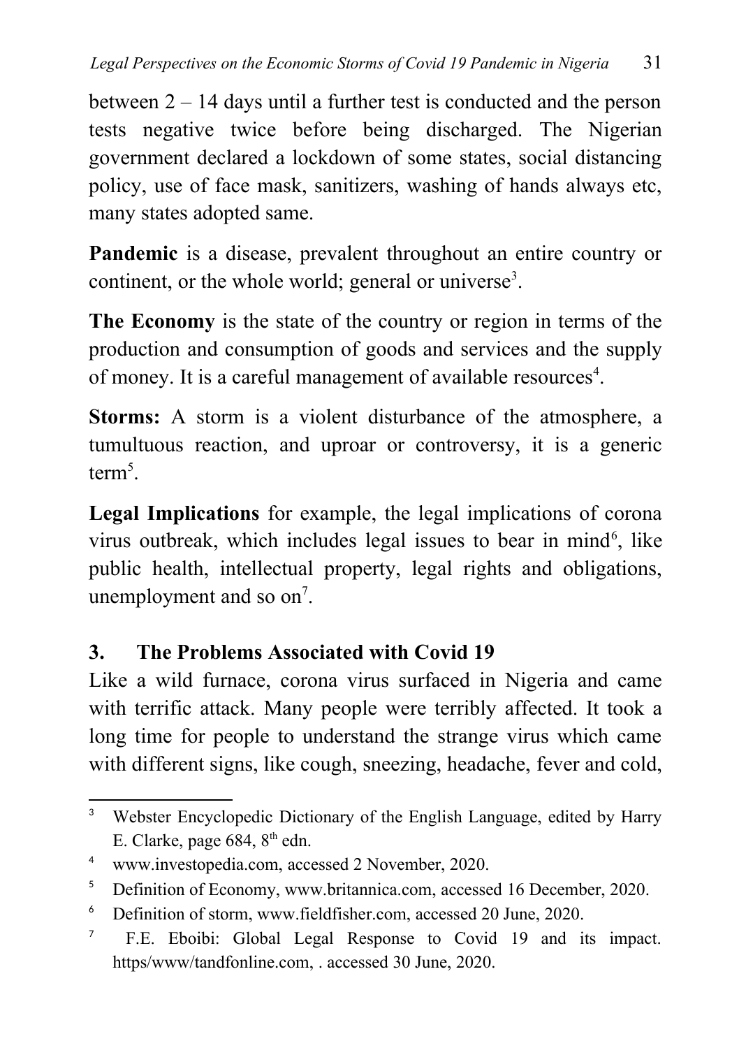between 2 – 14 days until a further test is conducted and the person tests negative twice before being discharged. The Nigerian government declared a lockdown of some states, social distancing policy, use of face mask, sanitizers, washing of hands always etc, many states adopted same.

**Pandemic** is a disease, prevalent throughout an entire country or continent, or the whole world; general or universe[3].

**The Economy** is the state of the country or region in terms of the production and consumption of goods and services and the supply of money. It is a careful management of available resources[4].

**Storms:** A storm is a violent disturbance of the atmosphere, a tumultuous reaction, and uproar or controversy, it is a generic term[5].

**Legal Implications** for example, the legal implications of corona virus outbreak, which includes legal issues to bear in mind[6], like public health, intellectual property, legal rights and obligations, unemployment and so on[7].

## 3. The Problems Associated with Covid 19

Like a wild furnace, corona virus surfaced in Nigeria and came with terrific attack. Many people were terribly affected. It took a long time for people to understand the strange virus which came with different signs, like cough, sneezing, headache, fever and cold,

---

[3] Webster Encyclopedic Dictionary of the English Language, edited by Harry E. Clarke, page 684, 8th edn.

[4] www.investopedia.com, accessed 2 November, 2020.

[5] Definition of Economy, www.britannica.com, accessed 16 December, 2020.

[6] Definition of storm, www.fieldfisher.com, accessed 20 June, 2020.

[7] F.E. Eboibi: Global Legal Response to Covid 19 and its impact. https/www/tandfonline.com, . accessed 30 June, 2020.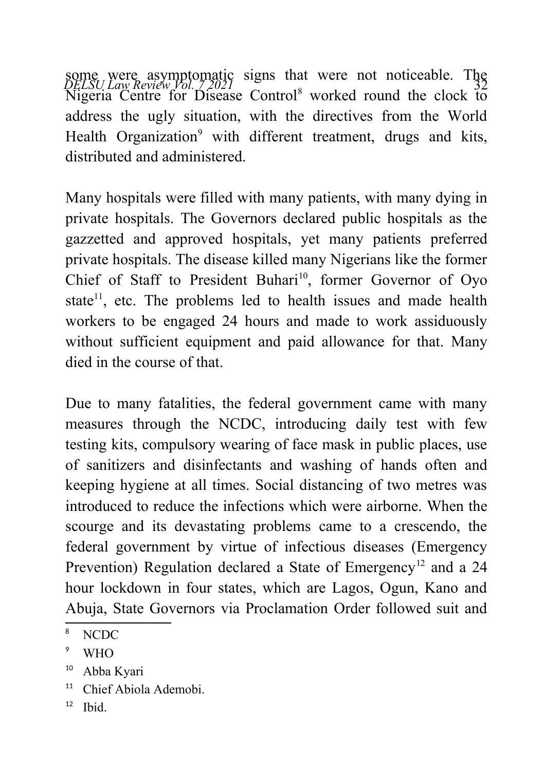some were asymptomatic signs that were not noticeable. The Nigeria Centre for Disease Control[8] worked round the clock to address the ugly situation, with the directives from the World Health Organization[9] with different treatment, drugs and kits, distributed and administered.

Many hospitals were filled with many patients, with many dying in private hospitals. The Governors declared public hospitals as the gazzetted and approved hospitals, yet many patients preferred private hospitals. The disease killed many Nigerians like the former Chief of Staff to President Buhari[10], former Governor of Oyo state[11], etc. The problems led to health issues and made health workers to be engaged 24 hours and made to work assiduously without sufficient equipment and paid allowance for that. Many died in the course of that.

Due to many fatalities, the federal government came with many measures through the NCDC, introducing daily test with few testing kits, compulsory wearing of face mask in public places, use of sanitizers and disinfectants and washing of hands often and keeping hygiene at all times. Social distancing of two metres was introduced to reduce the infections which were airborne. When the scourge and its devastating problems came to a crescendo, the federal government by virtue of infectious diseases (Emergency Prevention) Regulation declared a State of Emergency[12] and a 24 hour lockdown in four states, which are Lagos, Ogun, Kano and Abuja, State Governors via Proclamation Order followed suit and

---

[8] NCDC

[9] WHO

[10] Abba Kyari

[11] Chief Abiola Ademobi.

[12] Ibid.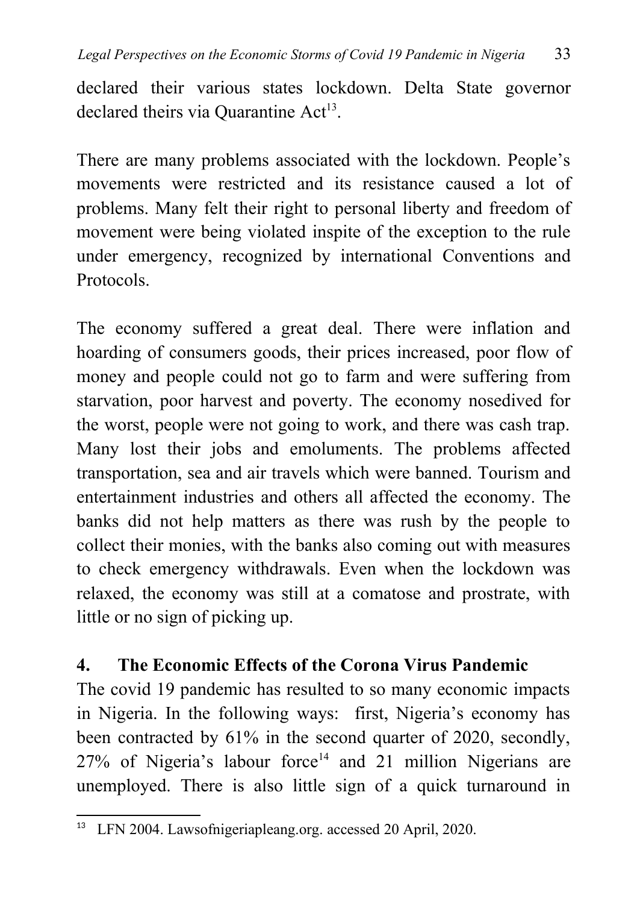declared their various states lockdown. Delta State governor declared theirs via Quarantine Act[13].

There are many problems associated with the lockdown. People's movements were restricted and its resistance caused a lot of problems. Many felt their right to personal liberty and freedom of movement were being violated inspite of the exception to the rule under emergency, recognized by international Conventions and Protocols.

The economy suffered a great deal. There were inflation and hoarding of consumers goods, their prices increased, poor flow of money and people could not go to farm and were suffering from starvation, poor harvest and poverty. The economy nosedived for the worst, people were not going to work, and there was cash trap. Many lost their jobs and emoluments. The problems affected transportation, sea and air travels which were banned. Tourism and entertainment industries and others all affected the economy. The banks did not help matters as there was rush by the people to collect their monies, with the banks also coming out with measures to check emergency withdrawals. Even when the lockdown was relaxed, the economy was still at a comatose and prostrate, with little or no sign of picking up.

## 4. The Economic Effects of the Corona Virus Pandemic

The covid 19 pandemic has resulted to so many economic impacts in Nigeria. In the following ways: first, Nigeria's economy has been contracted by 61% in the second quarter of 2020, secondly, 27% of Nigeria's labour force[14] and 21 million Nigerians are unemployed. There is also little sign of a quick turnaround in

---

[13] LFN 2004. Lawsofnigeriapleang.org. accessed 20 April, 2020.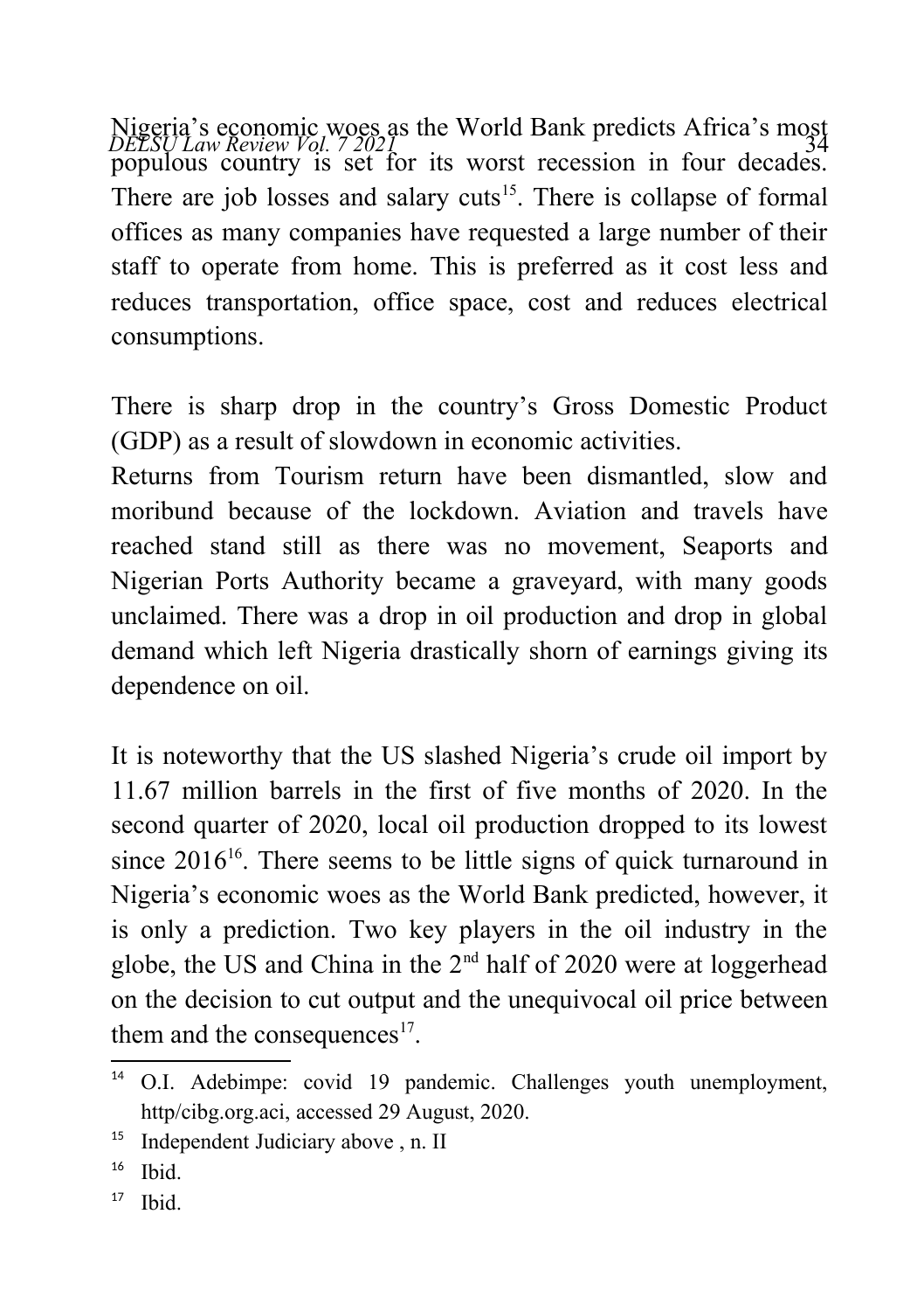Nigeria's economic woes as the World Bank predicts Africa's most populous country is set for its worst recession in four decades. There are job losses and salary cuts[15]. There is collapse of formal offices as many companies have requested a large number of their staff to operate from home. This is preferred as it cost less and reduces transportation, office space, cost and reduces electrical consumptions.

There is sharp drop in the country's Gross Domestic Product (GDP) as a result of slowdown in economic activities.
Returns from Tourism return have been dismantled, slow and moribund because of the lockdown. Aviation and travels have reached stand still as there was no movement, Seaports and Nigerian Ports Authority became a graveyard, with many goods unclaimed. There was a drop in oil production and drop in global demand which left Nigeria drastically shorn of earnings giving its dependence on oil.

It is noteworthy that the US slashed Nigeria's crude oil import by 11.67 million barrels in the first of five months of 2020. In the second quarter of 2020, local oil production dropped to its lowest since 2016[16]. There seems to be little signs of quick turnaround in Nigeria's economic woes as the World Bank predicted, however, it is only a prediction. Two key players in the oil industry in the globe, the US and China in the 2nd half of 2020 were at loggerhead on the decision to cut output and the unequivocal oil price between them and the consequences[17].

---

[14] O.I. Adebimpe: covid 19 pandemic. Challenges youth unemployment, http/cibg.org.aci, accessed 29 August, 2020.

[15] Independent Judiciary above , n. II

[16] Ibid.

[17] Ibid.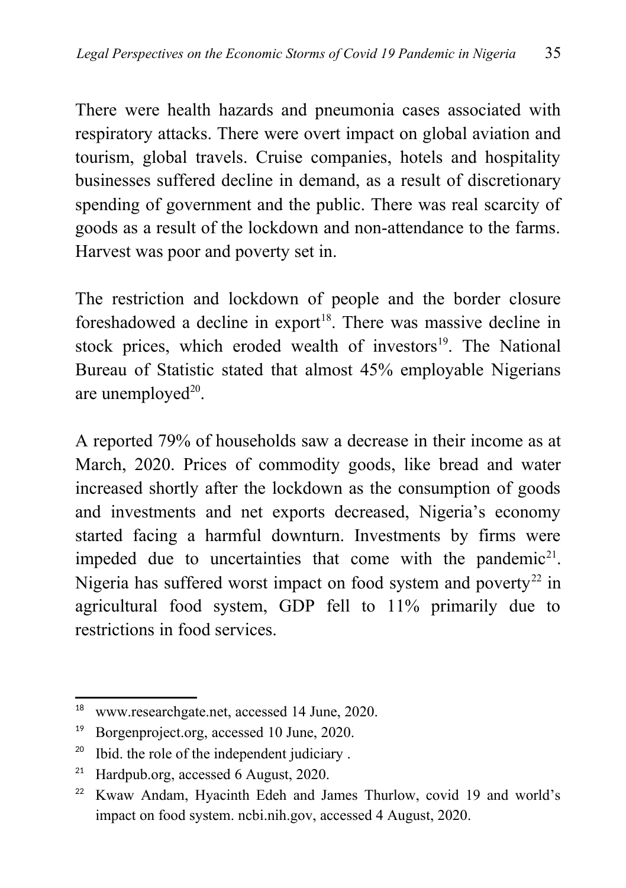There were health hazards and pneumonia cases associated with respiratory attacks. There were overt impact on global aviation and tourism, global travels. Cruise companies, hotels and hospitality businesses suffered decline in demand, as a result of discretionary spending of government and the public. There was real scarcity of goods as a result of the lockdown and non-attendance to the farms. Harvest was poor and poverty set in.

The restriction and lockdown of people and the border closure foreshadowed a decline in export[18]. There was massive decline in stock prices, which eroded wealth of investors[19]. The National Bureau of Statistic stated that almost 45% employable Nigerians are unemployed[20].

A reported 79% of households saw a decrease in their income as at March, 2020. Prices of commodity goods, like bread and water increased shortly after the lockdown as the consumption of goods and investments and net exports decreased, Nigeria's economy started facing a harmful downturn. Investments by firms were impeded due to uncertainties that come with the pandemic[21]. Nigeria has suffered worst impact on food system and poverty[22] in agricultural food system, GDP fell to 11% primarily due to restrictions in food services.

---

[18] www.researchgate.net, accessed 14 June, 2020.

[19] Borgenproject.org, accessed 10 June, 2020.

[20] Ibid. the role of the independent judiciary .

[21] Hardpub.org, accessed 6 August, 2020.

[22] Kwaw Andam, Hyacinth Edeh and James Thurlow, covid 19 and world's impact on food system. ncbi.nih.gov, accessed 4 August, 2020.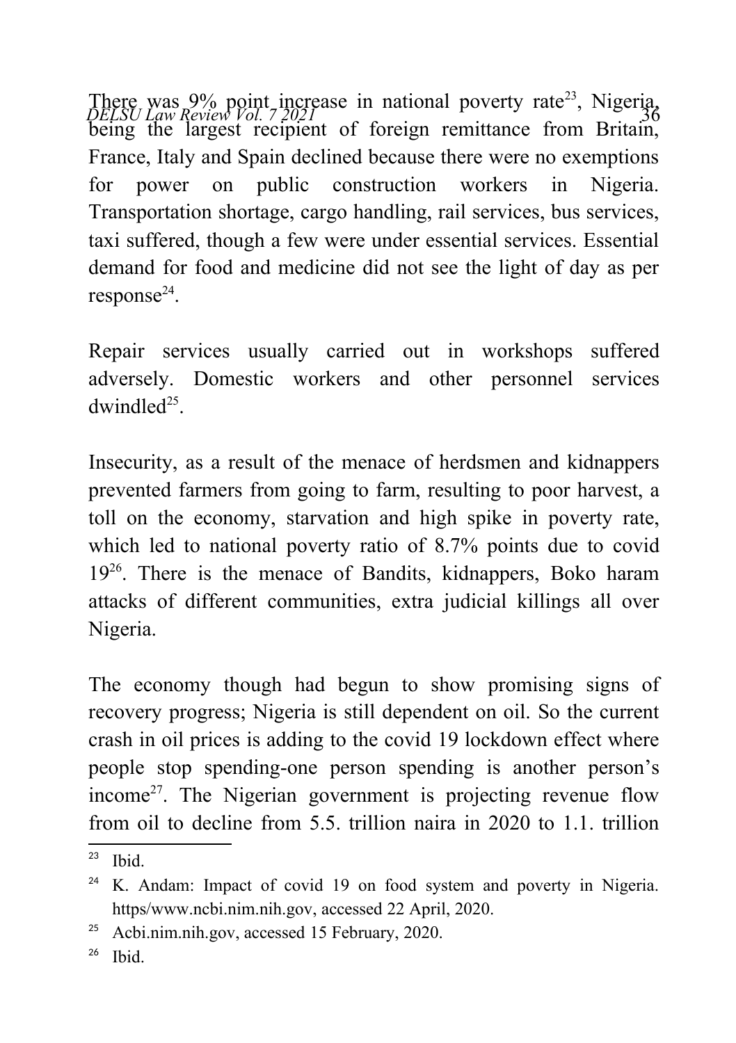There was 9% point increase in national poverty rate[23], Nigeria, being the largest recipient of foreign remittance from Britain, France, Italy and Spain declined because there were no exemptions for power on public construction workers in Nigeria. Transportation shortage, cargo handling, rail services, bus services, taxi suffered, though a few were under essential services. Essential demand for food and medicine did not see the light of day as per response[24].

Repair services usually carried out in workshops suffered adversely. Domestic workers and other personnel services dwindled[25].

Insecurity, as a result of the menace of herdsmen and kidnappers prevented farmers from going to farm, resulting to poor harvest, a toll on the economy, starvation and high spike in poverty rate, which led to national poverty ratio of 8.7% points due to covid 19[26]. There is the menace of Bandits, kidnappers, Boko haram attacks of different communities, extra judicial killings all over Nigeria.

The economy though had begun to show promising signs of recovery progress; Nigeria is still dependent on oil. So the current crash in oil prices is adding to the covid 19 lockdown effect where people stop spending-one person spending is another person's income[27]. The Nigerian government is projecting revenue flow from oil to decline from 5.5. trillion naira in 2020 to 1.1. trillion

---

[23] Ibid.

[24] K. Andam: Impact of covid 19 on food system and poverty in Nigeria. https/www.ncbi.nim.nih.gov, accessed 22 April, 2020.

[25] Acbi.nim.nih.gov, accessed 15 February, 2020.

[26] Ibid.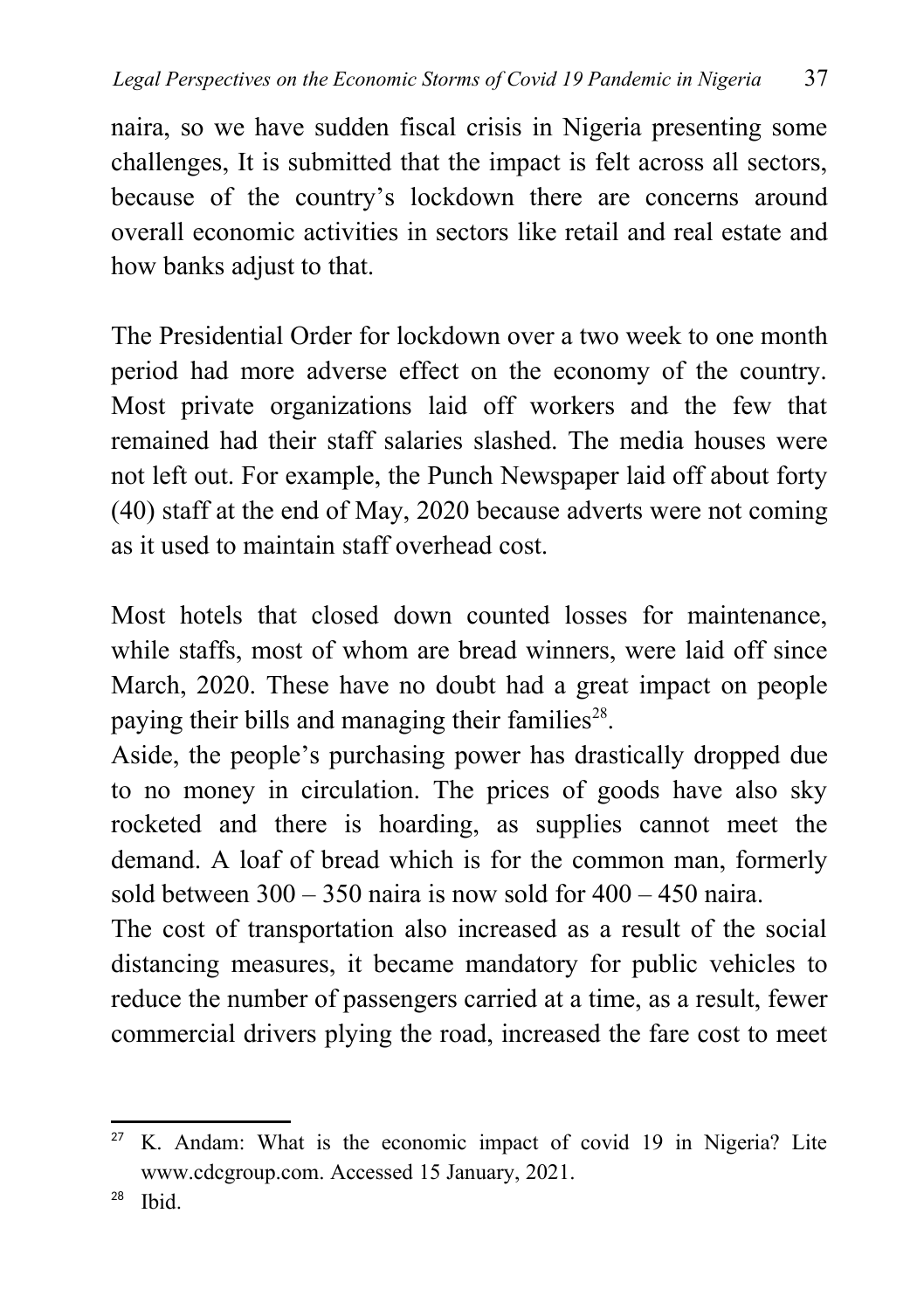naira, so we have sudden fiscal crisis in Nigeria presenting some challenges, It is submitted that the impact is felt across all sectors, because of the country's lockdown there are concerns around overall economic activities in sectors like retail and real estate and how banks adjust to that.

The Presidential Order for lockdown over a two week to one month period had more adverse effect on the economy of the country. Most private organizations laid off workers and the few that remained had their staff salaries slashed. The media houses were not left out. For example, the Punch Newspaper laid off about forty (40) staff at the end of May, 2020 because adverts were not coming as it used to maintain staff overhead cost.

Most hotels that closed down counted losses for maintenance, while staffs, most of whom are bread winners, were laid off since March, 2020. These have no doubt had a great impact on people paying their bills and managing their families[28].

Aside, the people's purchasing power has drastically dropped due to no money in circulation. The prices of goods have also sky rocketed and there is hoarding, as supplies cannot meet the demand. A loaf of bread which is for the common man, formerly sold between 300 – 350 naira is now sold for 400 – 450 naira.

The cost of transportation also increased as a result of the social distancing measures, it became mandatory for public vehicles to reduce the number of passengers carried at a time, as a result, fewer commercial drivers plying the road, increased the fare cost to meet

---

[27] K. Andam: What is the economic impact of covid 19 in Nigeria? Lite www.cdcgroup.com. Accessed 15 January, 2021.

[28] Ibid.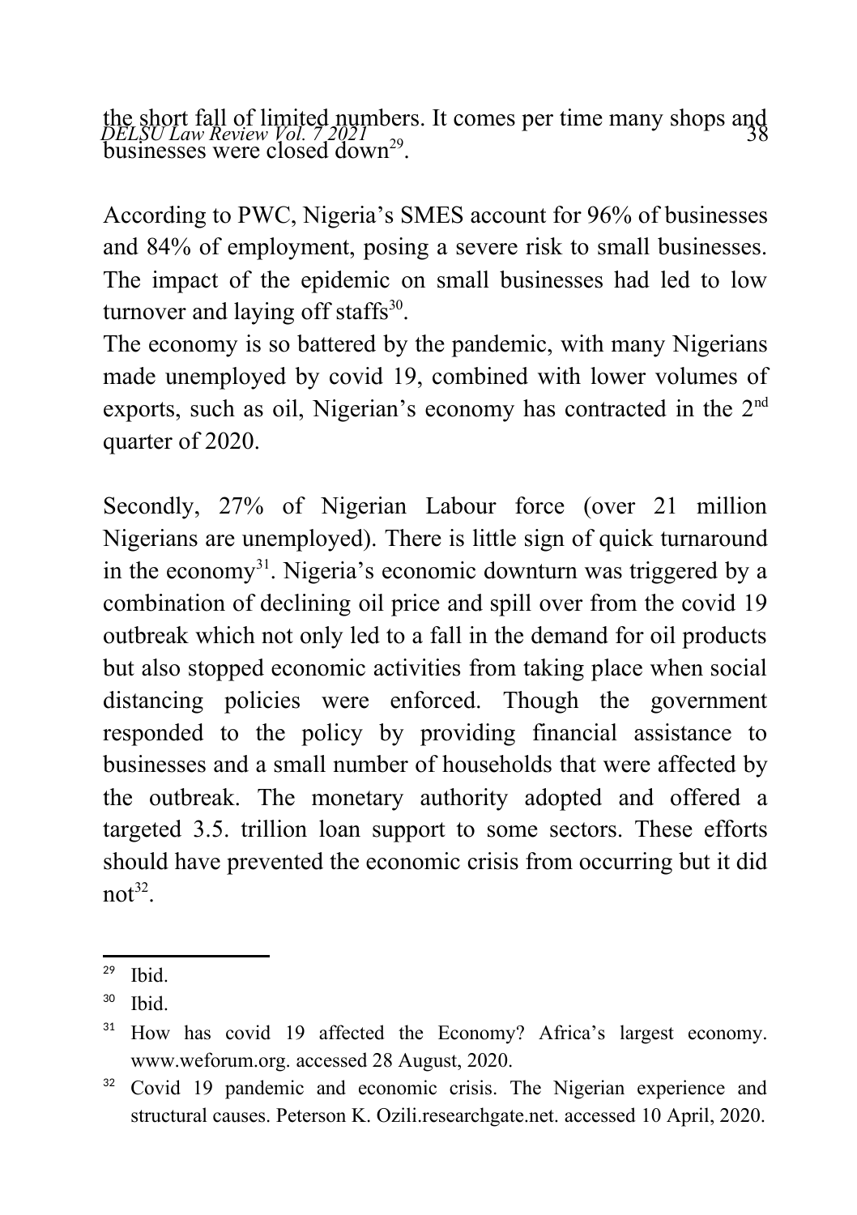the short fall of limited numbers. It comes per time many shops and businesses were closed down[29].

According to PWC, Nigeria's SMES account for 96% of businesses and 84% of employment, posing a severe risk to small businesses. The impact of the epidemic on small businesses had led to low turnover and laying off staffs[30].

The economy is so battered by the pandemic, with many Nigerians made unemployed by covid 19, combined with lower volumes of exports, such as oil, Nigerian's economy has contracted in the 2nd quarter of 2020.

Secondly, 27% of Nigerian Labour force (over 21 million Nigerians are unemployed). There is little sign of quick turnaround in the economy[31]. Nigeria's economic downturn was triggered by a combination of declining oil price and spill over from the covid 19 outbreak which not only led to a fall in the demand for oil products but also stopped economic activities from taking place when social distancing policies were enforced. Though the government responded to the policy by providing financial assistance to businesses and a small number of households that were affected by the outbreak. The monetary authority adopted and offered a targeted 3.5. trillion loan support to some sectors. These efforts should have prevented the economic crisis from occurring but it did not[32].

---

[29] Ibid.

[30] Ibid.

[31] How has covid 19 affected the Economy? Africa's largest economy. www.weforum.org. accessed 28 August, 2020.

[32] Covid 19 pandemic and economic crisis. The Nigerian experience and structural causes. Peterson K. Ozili.researchgate.net. accessed 10 April, 2020.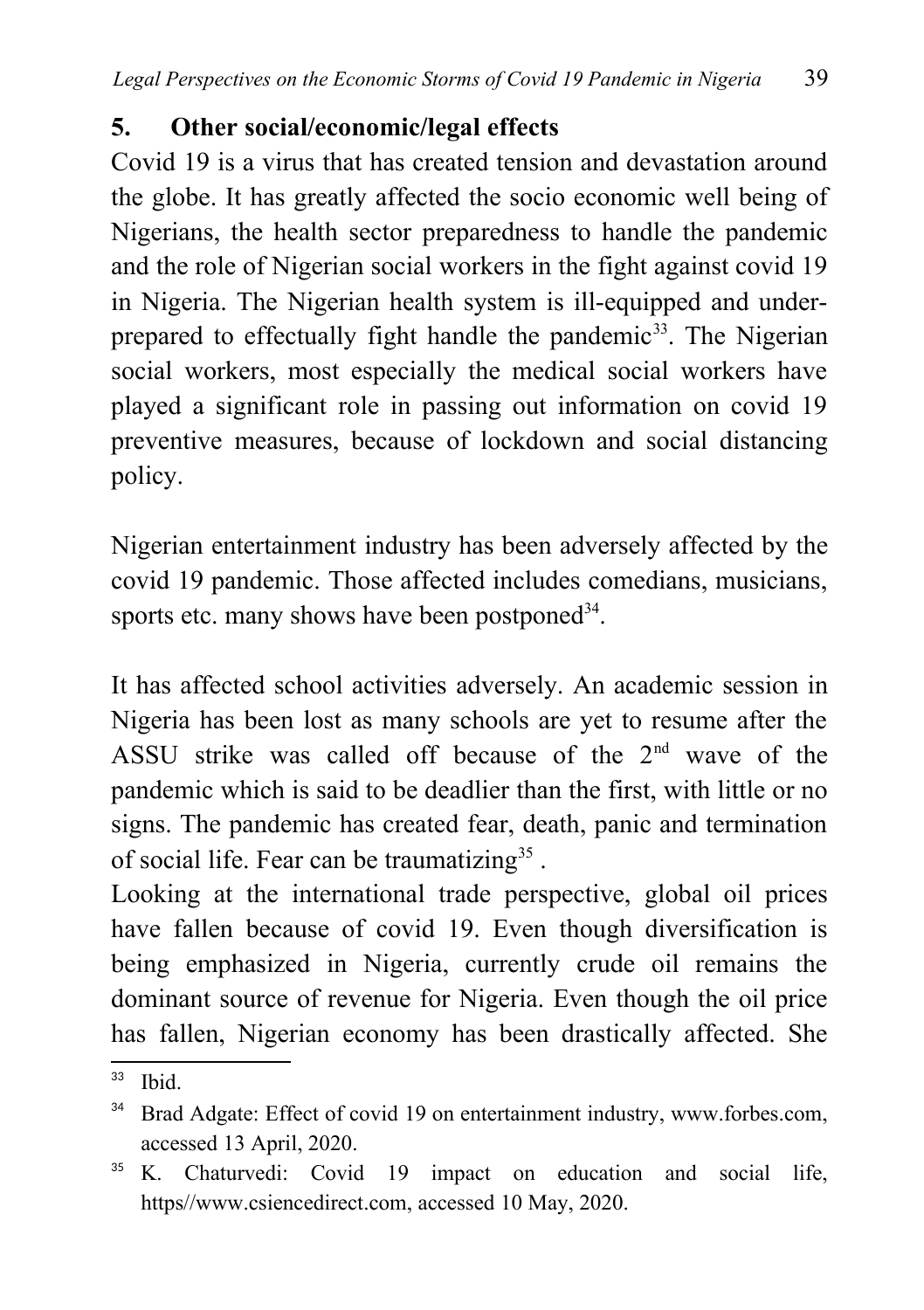## 5. Other social/economic/legal effects

Covid 19 is a virus that has created tension and devastation around the globe. It has greatly affected the socio economic well being of Nigerians, the health sector preparedness to handle the pandemic and the role of Nigerian social workers in the fight against covid 19 in Nigeria. The Nigerian health system is ill-equipped and under-prepared to effectually fight handle the pandemic[33]. The Nigerian social workers, most especially the medical social workers have played a significant role in passing out information on covid 19 preventive measures, because of lockdown and social distancing policy.

Nigerian entertainment industry has been adversely affected by the covid 19 pandemic. Those affected includes comedians, musicians, sports etc. many shows have been postponed[34].

It has affected school activities adversely. An academic session in Nigeria has been lost as many schools are yet to resume after the ASSU strike was called off because of the 2nd wave of the pandemic which is said to be deadlier than the first, with little or no signs. The pandemic has created fear, death, panic and termination of social life. Fear can be traumatizing[35] .

Looking at the international trade perspective, global oil prices have fallen because of covid 19. Even though diversification is being emphasized in Nigeria, currently crude oil remains the dominant source of revenue for Nigeria. Even though the oil price has fallen, Nigerian economy has been drastically affected. She

---

[33] Ibid.

[34] Brad Adgate: Effect of covid 19 on entertainment industry, www.forbes.com, accessed 13 April, 2020.

[35] K. Chaturvedi: Covid 19 impact on education and social life, https//www.csiencedirect.com, accessed 10 May, 2020.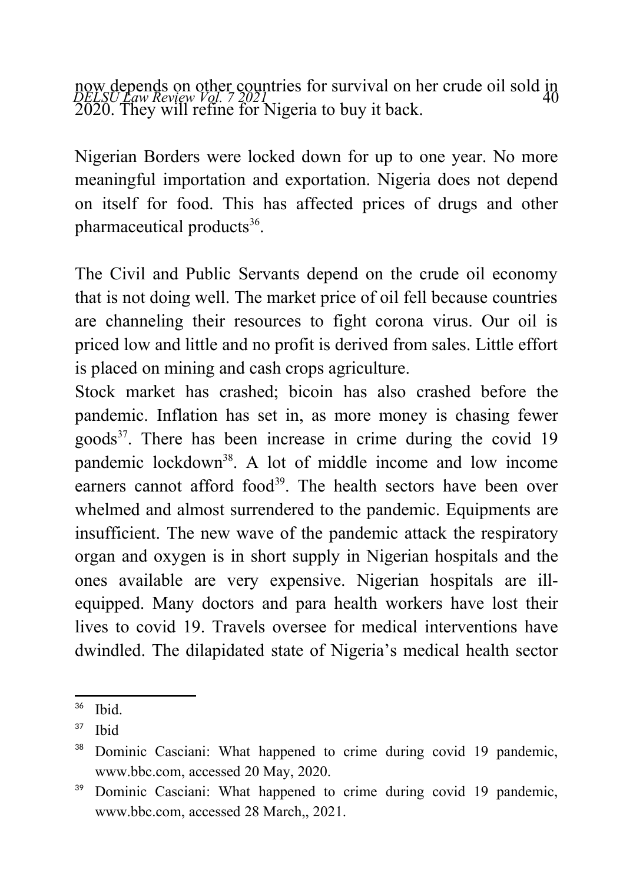now depends on other countries for survival on her crude oil sold in 2020. They will refine for Nigeria to buy it back.

Nigerian Borders were locked down for up to one year. No more meaningful importation and exportation. Nigeria does not depend on itself for food. This has affected prices of drugs and other pharmaceutical products[36].

The Civil and Public Servants depend on the crude oil economy that is not doing well. The market price of oil fell because countries are channeling their resources to fight corona virus. Our oil is priced low and little and no profit is derived from sales. Little effort is placed on mining and cash crops agriculture.

Stock market has crashed; bicoin has also crashed before the pandemic. Inflation has set in, as more money is chasing fewer goods[37]. There has been increase in crime during the covid 19 pandemic lockdown[38]. A lot of middle income and low income earners cannot afford food[39]. The health sectors have been over whelmed and almost surrendered to the pandemic. Equipments are insufficient. The new wave of the pandemic attack the respiratory organ and oxygen is in short supply in Nigerian hospitals and the ones available are very expensive. Nigerian hospitals are ill-equipped. Many doctors and para health workers have lost their lives to covid 19. Travels oversee for medical interventions have dwindled. The dilapidated state of Nigeria's medical health sector

---

[36] Ibid.

[37] Ibid

[38] Dominic Casciani: What happened to crime during covid 19 pandemic, www.bbc.com, accessed 20 May, 2020.

[39] Dominic Casciani: What happened to crime during covid 19 pandemic, www.bbc.com, accessed 28 March,, 2021.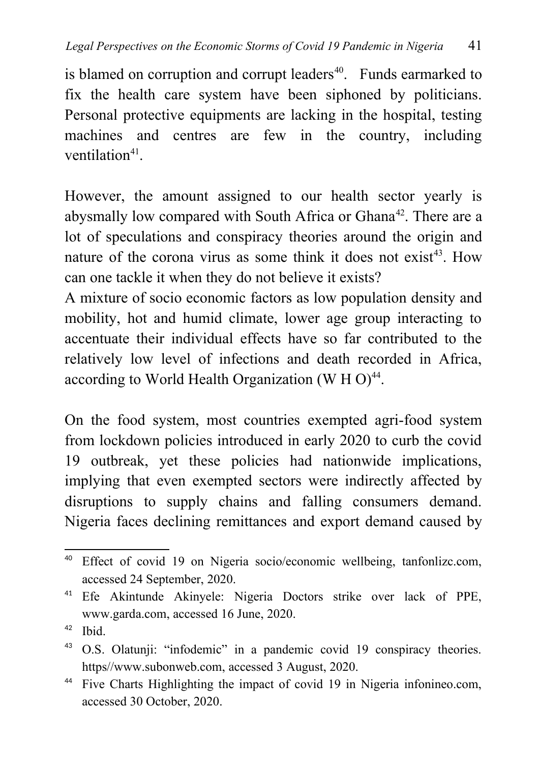is blamed on corruption and corrupt leaders[40]. Funds earmarked to fix the health care system have been siphoned by politicians. Personal protective equipments are lacking in the hospital, testing machines and centres are few in the country, including ventilation[41].

However, the amount assigned to our health sector yearly is abysmally low compared with South Africa or Ghana[42]. There are a lot of speculations and conspiracy theories around the origin and nature of the corona virus as some think it does not exist[43]. How can one tackle it when they do not believe it exists?

A mixture of socio economic factors as low population density and mobility, hot and humid climate, lower age group interacting to accentuate their individual effects have so far contributed to the relatively low level of infections and death recorded in Africa, according to World Health Organization (W H O)[44].

On the food system, most countries exempted agri-food system from lockdown policies introduced in early 2020 to curb the covid 19 outbreak, yet these policies had nationwide implications, implying that even exempted sectors were indirectly affected by disruptions to supply chains and falling consumers demand. Nigeria faces declining remittances and export demand caused by

---

[40] Effect of covid 19 on Nigeria socio/economic wellbeing, tanfonlizc.com, accessed 24 September, 2020.

[41] Efe Akintunde Akinyele: Nigeria Doctors strike over lack of PPE, www.garda.com, accessed 16 June, 2020.

[42] Ibid.

[43] O.S. Olatunji: "infodemic" in a pandemic covid 19 conspiracy theories. https//www.subonweb.com, accessed 3 August, 2020.

[44] Five Charts Highlighting the impact of covid 19 in Nigeria infonineo.com, accessed 30 October, 2020.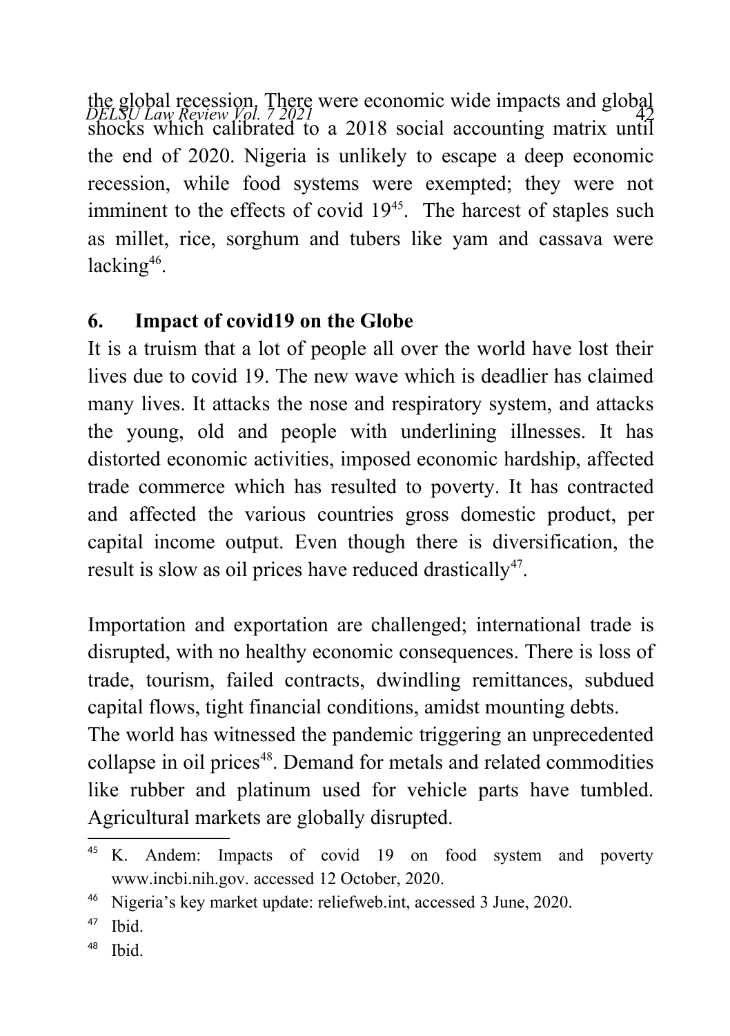the global recession. There were economic wide impacts and global shocks which calibrated to a 2018 social accounting matrix until the end of 2020. Nigeria is unlikely to escape a deep economic recession, while food systems were exempted; they were not imminent to the effects of covid 19[45]. The harcest of staples such as millet, rice, sorghum and tubers like yam and cassava were lacking[46].

## 6. Impact of covid19 on the Globe

It is a truism that a lot of people all over the world have lost their lives due to covid 19. The new wave which is deadlier has claimed many lives. It attacks the nose and respiratory system, and attacks the young, old and people with underlining illnesses. It has distorted economic activities, imposed economic hardship, affected trade commerce which has resulted to poverty. It has contracted and affected the various countries gross domestic product, per capital income output. Even though there is diversification, the result is slow as oil prices have reduced drastically[47].

Importation and exportation are challenged; international trade is disrupted, with no healthy economic consequences. There is loss of trade, tourism, failed contracts, dwindling remittances, subdued capital flows, tight financial conditions, amidst mounting debts.

The world has witnessed the pandemic triggering an unprecedented collapse in oil prices[48]. Demand for metals and related commodities like rubber and platinum used for vehicle parts have tumbled. Agricultural markets are globally disrupted.

---

[45] K. Andem: Impacts of covid 19 on food system and poverty www.incbi.nih.gov. accessed 12 October, 2020.

[46] Nigeria's key market update: reliefweb.int, accessed 3 June, 2020.

[47] Ibid.

[48] Ibid.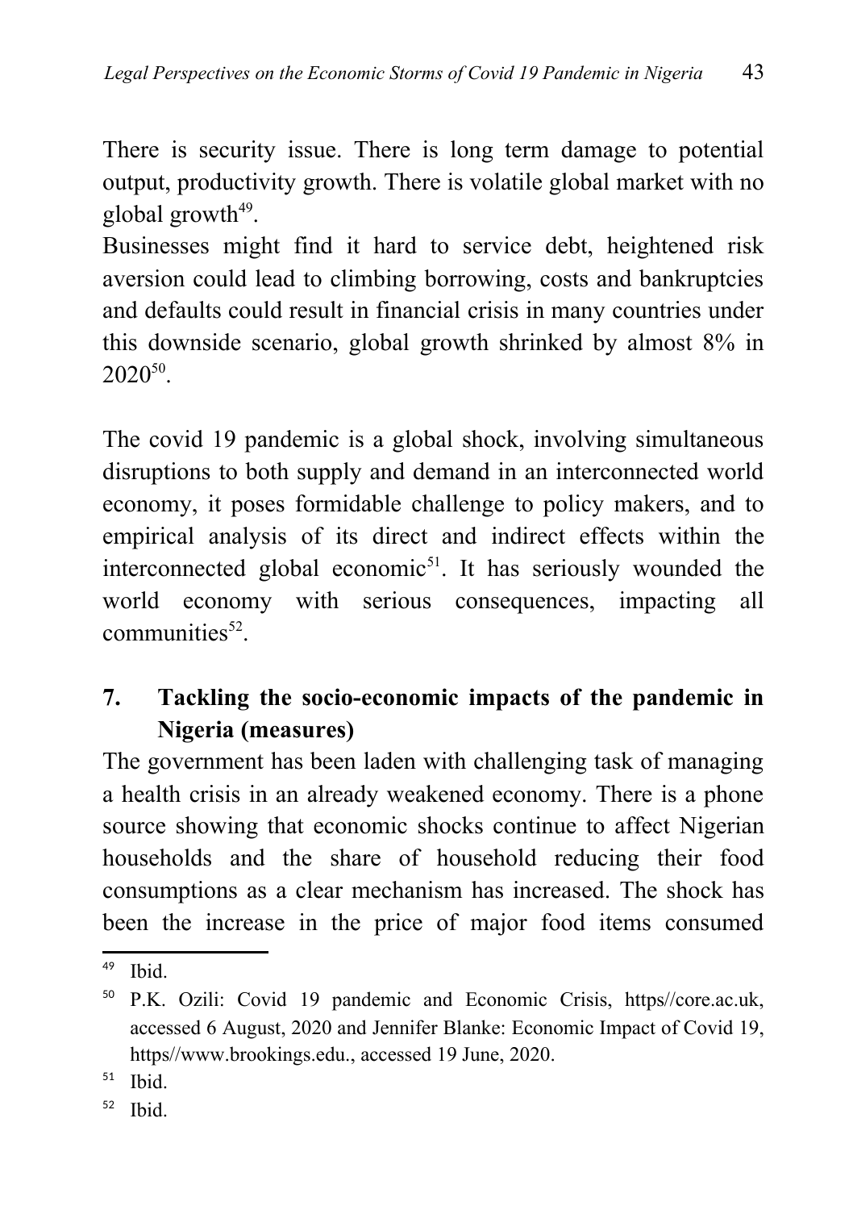There is security issue. There is long term damage to potential output, productivity growth. There is volatile global market with no global growth[49].

Businesses might find it hard to service debt, heightened risk aversion could lead to climbing borrowing, costs and bankruptcies and defaults could result in financial crisis in many countries under this downside scenario, global growth shrinked by almost 8% in 2020[50].

The covid 19 pandemic is a global shock, involving simultaneous disruptions to both supply and demand in an interconnected world economy, it poses formidable challenge to policy makers, and to empirical analysis of its direct and indirect effects within the interconnected global economic[51]. It has seriously wounded the world economy with serious consequences, impacting all communities[52].

## 7. Tackling the socio-economic impacts of the pandemic in Nigeria (measures)

The government has been laden with challenging task of managing a health crisis in an already weakened economy. There is a phone source showing that economic shocks continue to affect Nigerian households and the share of household reducing their food consumptions as a clear mechanism has increased. The shock has been the increase in the price of major food items consumed

---

[49] Ibid.

[50] P.K. Ozili: Covid 19 pandemic and Economic Crisis, https//core.ac.uk, accessed 6 August, 2020 and Jennifer Blanke: Economic Impact of Covid 19, https//www.brookings.edu., accessed 19 June, 2020.

[51] Ibid.

[52] Ibid.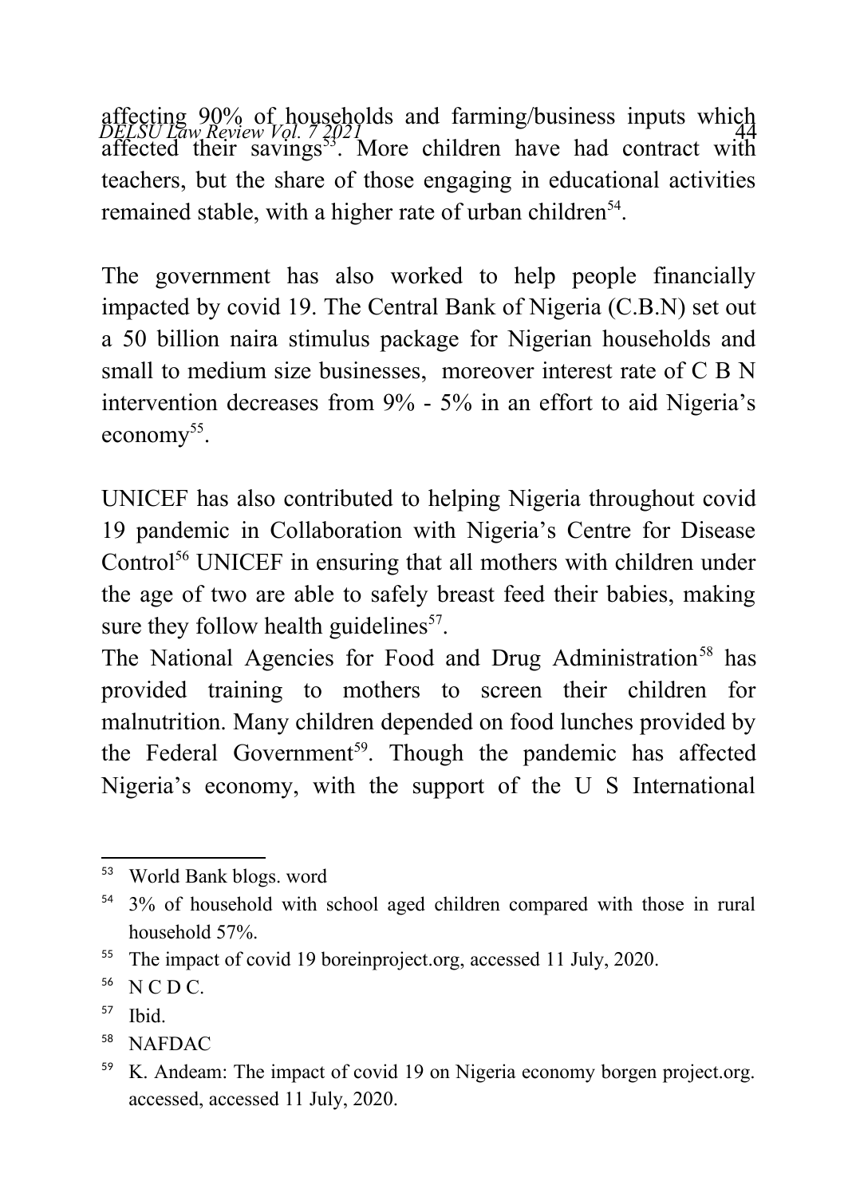affecting 90% of households and farming/business inputs which affected their savings[53]. More children have had contract with teachers, but the share of those engaging in educational activities remained stable, with a higher rate of urban children[54].

The government has also worked to help people financially impacted by covid 19. The Central Bank of Nigeria (C.B.N) set out a 50 billion naira stimulus package for Nigerian households and small to medium size businesses,  moreover interest rate of C B N intervention decreases from 9% - 5% in an effort to aid Nigeria's economy[55].

UNICEF has also contributed to helping Nigeria throughout covid 19 pandemic in Collaboration with Nigeria's Centre for Disease Control[56] UNICEF in ensuring that all mothers with children under the age of two are able to safely breast feed their babies, making sure they follow health guidelines[57].
The National Agencies for Food and Drug Administration[58] has provided training to mothers to screen their children for malnutrition. Many children depended on food lunches provided by the Federal Government[59]. Though the pandemic has affected Nigeria's economy, with the support of the U S International

---

[53] World Bank blogs. word

[54] 3% of household with school aged children compared with those in rural household 57%.

[55] The impact of covid 19 boreinproject.org, accessed 11 July, 2020.

[56] N C D C.

[57] Ibid.

[58] NAFDAC

[59] K. Andeam: The impact of covid 19 on Nigeria economy borgen project.org. accessed, accessed 11 July, 2020.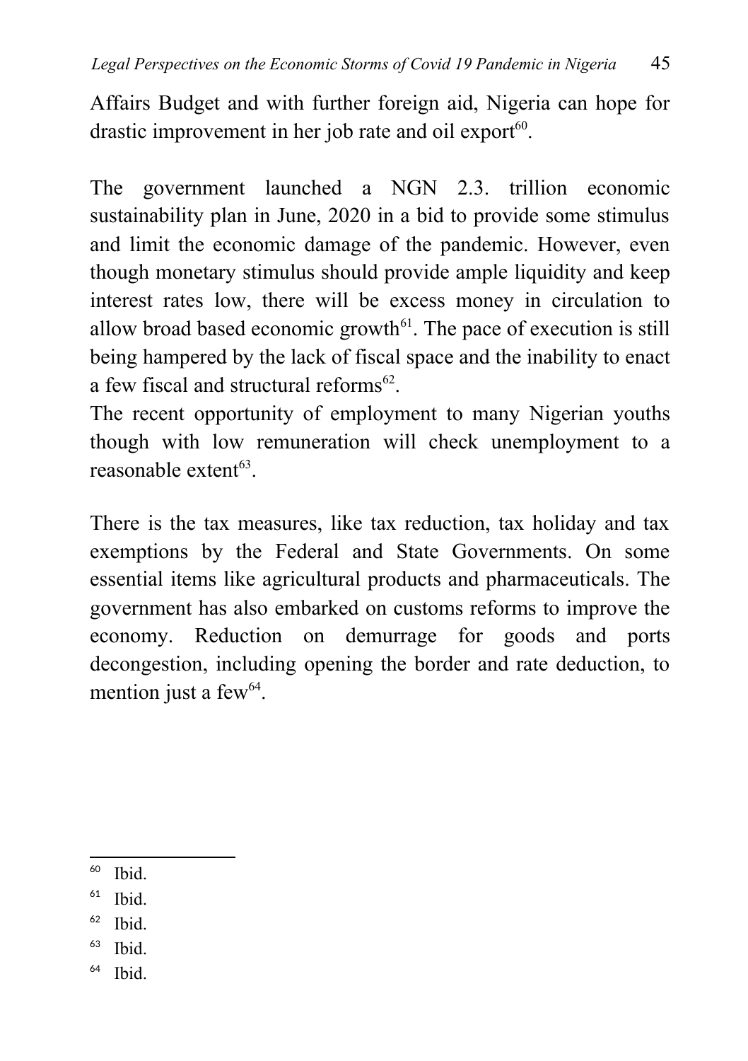Affairs Budget and with further foreign aid, Nigeria can hope for drastic improvement in her job rate and oil export[60].

The government launched a NGN 2.3. trillion economic sustainability plan in June, 2020 in a bid to provide some stimulus and limit the economic damage of the pandemic. However, even though monetary stimulus should provide ample liquidity and keep interest rates low, there will be excess money in circulation to allow broad based economic growth[61]. The pace of execution is still being hampered by the lack of fiscal space and the inability to enact a few fiscal and structural reforms[62].

The recent opportunity of employment to many Nigerian youths though with low remuneration will check unemployment to a reasonable extent[63].

There is the tax measures, like tax reduction, tax holiday and tax exemptions by the Federal and State Governments. On some essential items like agricultural products and pharmaceuticals. The government has also embarked on customs reforms to improve the economy. Reduction on demurrage for goods and ports decongestion, including opening the border and rate deduction, to mention just a few[64].

---

[60] Ibid.

[61] Ibid.

[62] Ibid.

[63] Ibid.

[64] Ibid.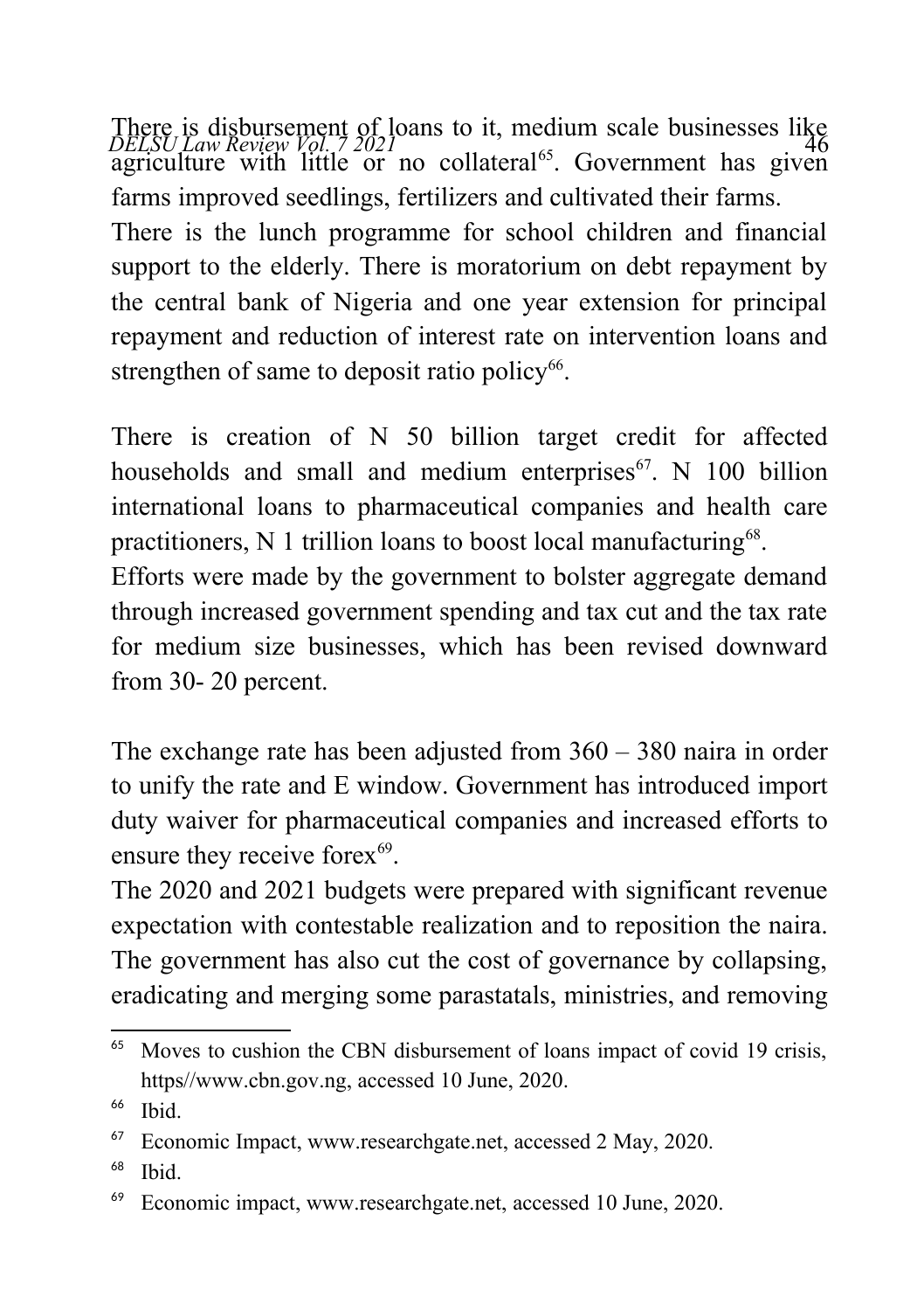There is disbursement of loans to it, medium scale businesses like agriculture with little or no collateral[65]. Government has given farms improved seedlings, fertilizers and cultivated their farms.

There is the lunch programme for school children and financial support to the elderly. There is moratorium on debt repayment by the central bank of Nigeria and one year extension for principal repayment and reduction of interest rate on intervention loans and strengthen of same to deposit ratio policy[66].

There is creation of N 50 billion target credit for affected households and small and medium enterprises[67]. N 100 billion international loans to pharmaceutical companies and health care practitioners, N 1 trillion loans to boost local manufacturing[68].

Efforts were made by the government to bolster aggregate demand through increased government spending and tax cut and the tax rate for medium size businesses, which has been revised downward from 30- 20 percent.

The exchange rate has been adjusted from 360 – 380 naira in order to unify the rate and E window. Government has introduced import duty waiver for pharmaceutical companies and increased efforts to ensure they receive forex[69].

The 2020 and 2021 budgets were prepared with significant revenue expectation with contestable realization and to reposition the naira. The government has also cut the cost of governance by collapsing, eradicating and merging some parastatals, ministries, and removing

---

[65] Moves to cushion the CBN disbursement of loans impact of covid 19 crisis, https//www.cbn.gov.ng, accessed 10 June, 2020.

[66] Ibid.

[67] Economic Impact, www.researchgate.net, accessed 2 May, 2020.

[68] Ibid.

[69] Economic impact, www.researchgate.net, accessed 10 June, 2020.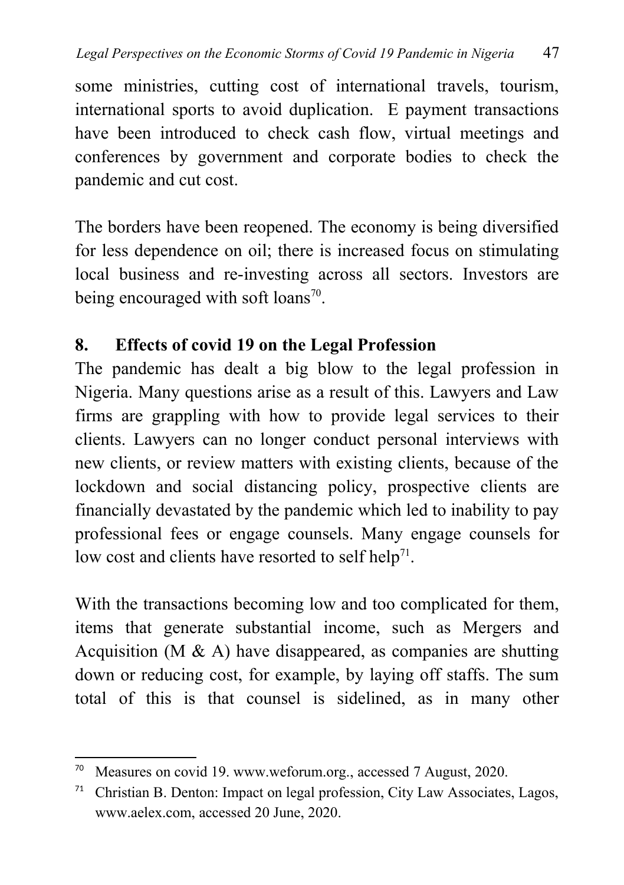some ministries, cutting cost of international travels, tourism, international sports to avoid duplication. E payment transactions have been introduced to check cash flow, virtual meetings and conferences by government and corporate bodies to check the pandemic and cut cost.

The borders have been reopened. The economy is being diversified for less dependence on oil; there is increased focus on stimulating local business and re-investing across all sectors. Investors are being encouraged with soft loans[70].

## 8. Effects of covid 19 on the Legal Profession

The pandemic has dealt a big blow to the legal profession in Nigeria. Many questions arise as a result of this. Lawyers and Law firms are grappling with how to provide legal services to their clients. Lawyers can no longer conduct personal interviews with new clients, or review matters with existing clients, because of the lockdown and social distancing policy, prospective clients are financially devastated by the pandemic which led to inability to pay professional fees or engage counsels. Many engage counsels for low cost and clients have resorted to self help[71].

With the transactions becoming low and too complicated for them, items that generate substantial income, such as Mergers and Acquisition (M & A) have disappeared, as companies are shutting down or reducing cost, for example, by laying off staffs. The sum total of this is that counsel is sidelined, as in many other

---

[70] Measures on covid 19. www.weforum.org., accessed 7 August, 2020.

[71] Christian B. Denton: Impact on legal profession, City Law Associates, Lagos, www.aelex.com, accessed 20 June, 2020.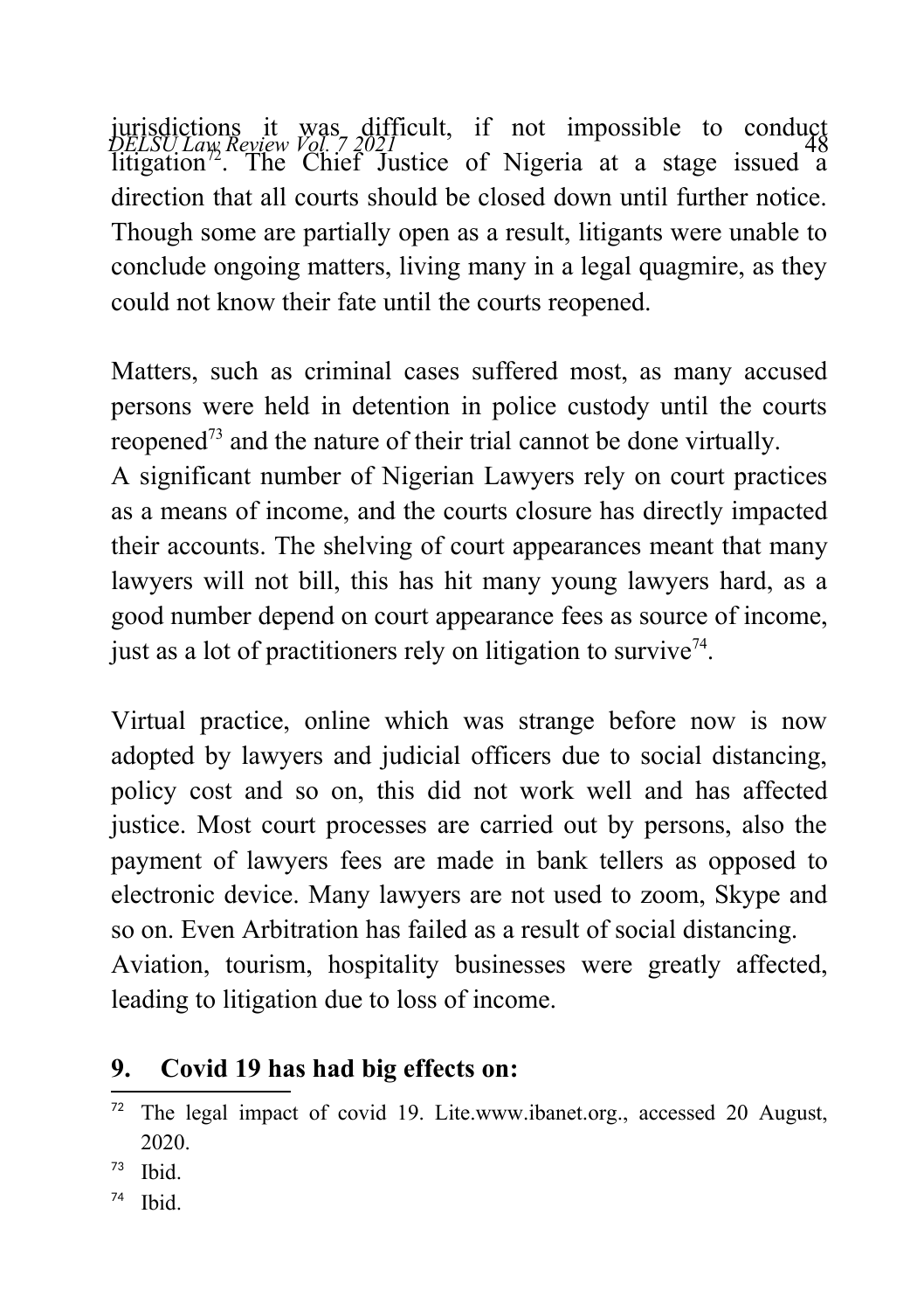jurisdictions it was difficult, if not impossible to conduct litigation[72]. The Chief Justice of Nigeria at a stage issued a direction that all courts should be closed down until further notice. Though some are partially open as a result, litigants were unable to conclude ongoing matters, living many in a legal quagmire, as they could not know their fate until the courts reopened.

Matters, such as criminal cases suffered most, as many accused persons were held in detention in police custody until the courts reopened[73] and the nature of their trial cannot be done virtually.
A significant number of Nigerian Lawyers rely on court practices as a means of income, and the courts closure has directly impacted their accounts. The shelving of court appearances meant that many lawyers will not bill, this has hit many young lawyers hard, as a good number depend on court appearance fees as source of income, just as a lot of practitioners rely on litigation to survive[74].

Virtual practice, online which was strange before now is now adopted by lawyers and judicial officers due to social distancing, policy cost and so on, this did not work well and has affected justice. Most court processes are carried out by persons, also the payment of lawyers fees are made in bank tellers as opposed to electronic device. Many lawyers are not used to zoom, Skype and so on. Even Arbitration has failed as a result of social distancing.
Aviation, tourism, hospitality businesses were greatly affected, leading to litigation due to loss of income.

## 9. Covid 19 has had big effects on:

---

[72] The legal impact of covid 19. Lite.www.ibanet.org., accessed 20 August, 2020.

[73] Ibid.

[74] Ibid.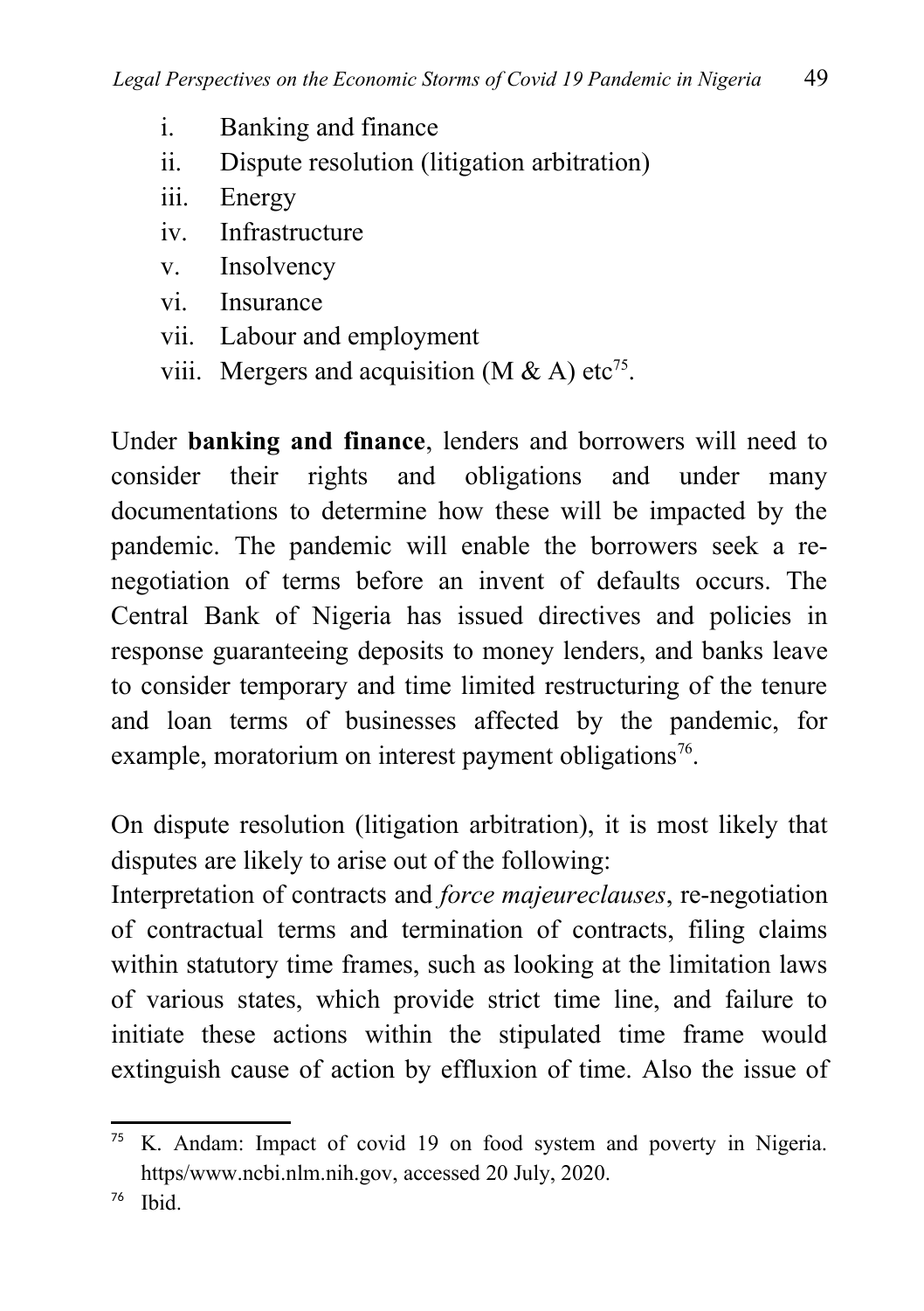i. Banking and finance
ii. Dispute resolution (litigation arbitration)
iii. Energy
iv. Infrastructure
v. Insolvency
vi. Insurance
vii. Labour and employment
viii. Mergers and acquisition (M & A) etc[75].

Under **banking and finance**, lenders and borrowers will need to consider their rights and obligations and under many documentations to determine how these will be impacted by the pandemic. The pandemic will enable the borrowers seek a re-negotiation of terms before an invent of defaults occurs. The Central Bank of Nigeria has issued directives and policies in response guaranteeing deposits to money lenders, and banks leave to consider temporary and time limited restructuring of the tenure and loan terms of businesses affected by the pandemic, for example, moratorium on interest payment obligations[76].

On dispute resolution (litigation arbitration), it is most likely that disputes are likely to arise out of the following:
Interpretation of contracts and *force majeureclauses*, re-negotiation of contractual terms and termination of contracts, filing claims within statutory time frames, such as looking at the limitation laws of various states, which provide strict time line, and failure to initiate these actions within the stipulated time frame would extinguish cause of action by effluxion of time. Also the issue of

---

[75] K. Andam: Impact of covid 19 on food system and poverty in Nigeria. https/www.ncbi.nlm.nih.gov, accessed 20 July, 2020.

[76] Ibid.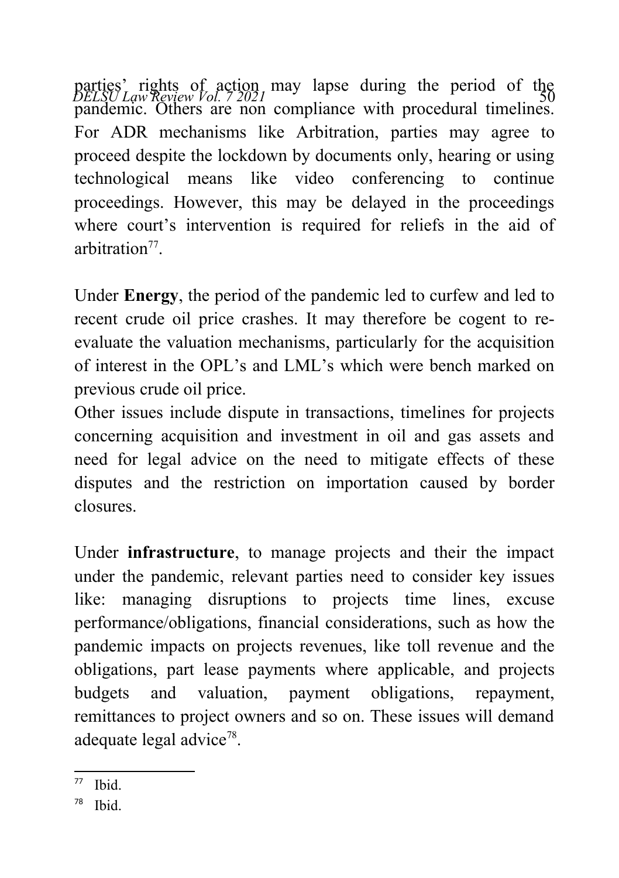parties' rights of action may lapse during the period of the pandemic. Others are non compliance with procedural timelines. For ADR mechanisms like Arbitration, parties may agree to proceed despite the lockdown by documents only, hearing or using technological means like video conferencing to continue proceedings. However, this may be delayed in the proceedings where court's intervention is required for reliefs in the aid of arbitration[77].

Under **Energy**, the period of the pandemic led to curfew and led to recent crude oil price crashes. It may therefore be cogent to re-evaluate the valuation mechanisms, particularly for the acquisition of interest in the OPL's and LML's which were bench marked on previous crude oil price.

Other issues include dispute in transactions, timelines for projects concerning acquisition and investment in oil and gas assets and need for legal advice on the need to mitigate effects of these disputes and the restriction on importation caused by border closures.

Under **infrastructure**, to manage projects and their the impact under the pandemic, relevant parties need to consider key issues like: managing disruptions to projects time lines, excuse performance/obligations, financial considerations, such as how the pandemic impacts on projects revenues, like toll revenue and the obligations, part lease payments where applicable, and projects budgets and valuation, payment obligations, repayment, remittances to project owners and so on. These issues will demand adequate legal advice[78].

---

[77] Ibid.

[78] Ibid.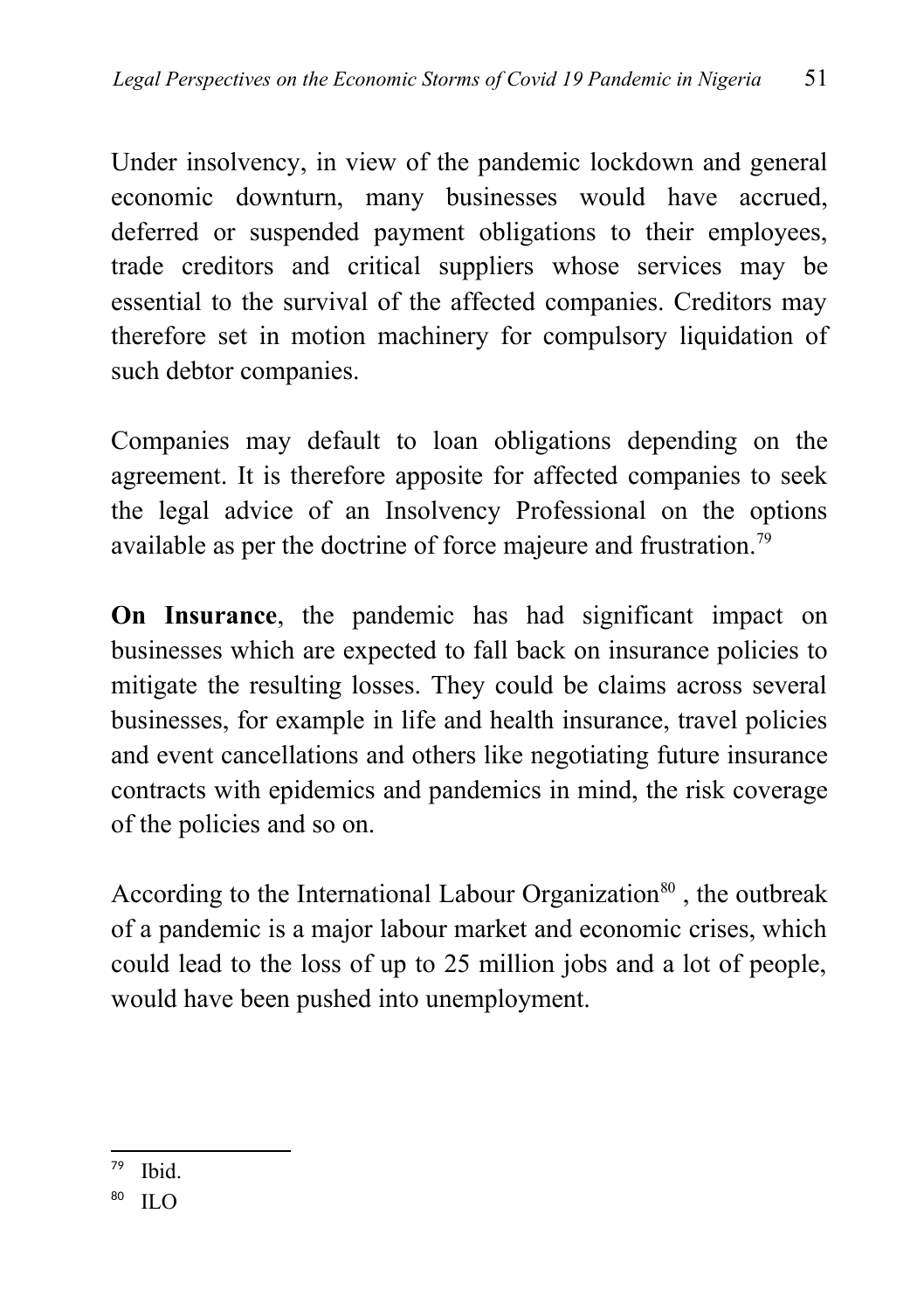Under insolvency, in view of the pandemic lockdown and general economic downturn, many businesses would have accrued, deferred or suspended payment obligations to their employees, trade creditors and critical suppliers whose services may be essential to the survival of the affected companies. Creditors may therefore set in motion machinery for compulsory liquidation of such debtor companies.

Companies may default to loan obligations depending on the agreement. It is therefore apposite for affected companies to seek the legal advice of an Insolvency Professional on the options available as per the doctrine of force majeure and frustration.[79]

**On Insurance**, the pandemic has had significant impact on businesses which are expected to fall back on insurance policies to mitigate the resulting losses. They could be claims across several businesses, for example in life and health insurance, travel policies and event cancellations and others like negotiating future insurance contracts with epidemics and pandemics in mind, the risk coverage of the policies and so on.

According to the International Labour Organization[80] , the outbreak of a pandemic is a major labour market and economic crises, which could lead to the loss of up to 25 million jobs and a lot of people, would have been pushed into unemployment.

---

[79] Ibid.

[80] ILO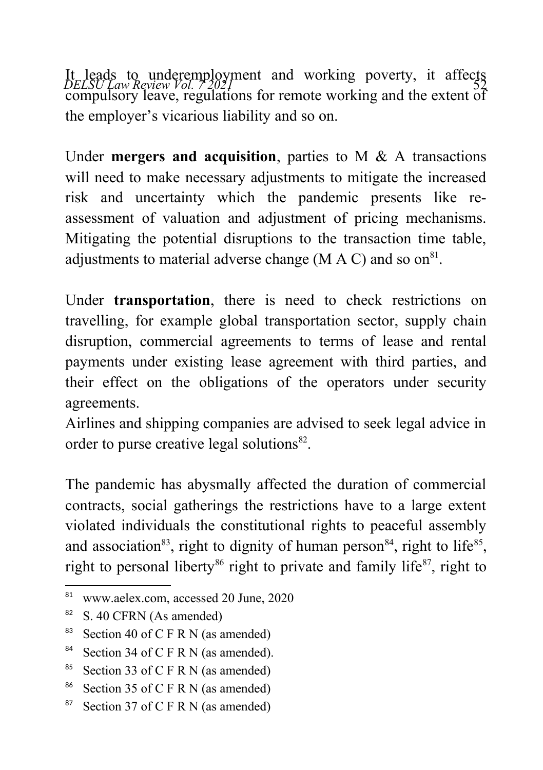It leads to underemployment and working poverty, it affects compulsory leave, regulations for remote working and the extent of the employer's vicarious liability and so on.

Under **mergers and acquisition**, parties to M & A transactions will need to make necessary adjustments to mitigate the increased risk and uncertainty which the pandemic presents like re-assessment of valuation and adjustment of pricing mechanisms. Mitigating the potential disruptions to the transaction time table, adjustments to material adverse change (M A C) and so on[81].

Under **transportation**, there is need to check restrictions on travelling, for example global transportation sector, supply chain disruption, commercial agreements to terms of lease and rental payments under existing lease agreement with third parties, and their effect on the obligations of the operators under security agreements.
Airlines and shipping companies are advised to seek legal advice in order to purse creative legal solutions[82].

The pandemic has abysmally affected the duration of commercial contracts, social gatherings the restrictions have to a large extent violated individuals the constitutional rights to peaceful assembly and association[83], right to dignity of human person[84], right to life[85], right to personal liberty[86] right to private and family life[87], right to

---

[81] www.aelex.com, accessed 20 June, 2020

[82] S. 40 CFRN (As amended)

[83] Section 40 of C F R N (as amended)

[84] Section 34 of C F R N (as amended).

[85] Section 33 of C F R N (as amended)

[86] Section 35 of C F R N (as amended)

[87] Section 37 of C F R N (as amended)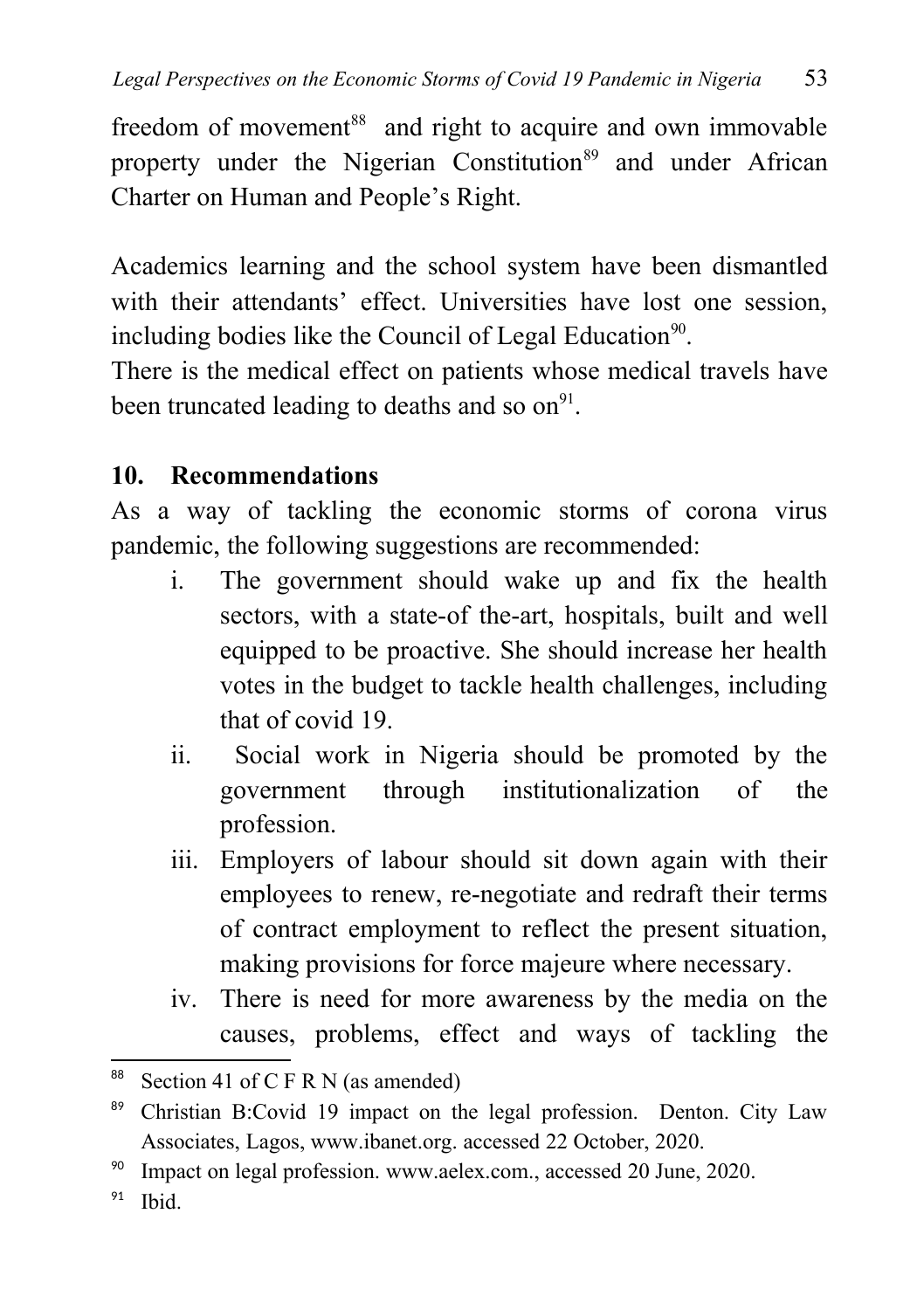freedom of movement[88] and right to acquire and own immovable property under the Nigerian Constitution[89] and under African Charter on Human and People's Right.

Academics learning and the school system have been dismantled with their attendants' effect. Universities have lost one session, including bodies like the Council of Legal Education[90].

There is the medical effect on patients whose medical travels have been truncated leading to deaths and so on[91].

## 10. Recommendations

As a way of tackling the economic storms of corona virus pandemic, the following suggestions are recommended:

i. The government should wake up and fix the health sectors, with a state-of the-art, hospitals, built and well equipped to be proactive. She should increase her health votes in the budget to tackle health challenges, including that of covid 19.

ii. Social work in Nigeria should be promoted by the government through institutionalization of the profession.

iii. Employers of labour should sit down again with their employees to renew, re-negotiate and redraft their terms of contract employment to reflect the present situation, making provisions for force majeure where necessary.

iv. There is need for more awareness by the media on the causes, problems, effect and ways of tackling the

---

[88] Section 41 of C F R N (as amended)

[89] Christian B:Covid 19 impact on the legal profession. Denton. City Law Associates, Lagos, www.ibanet.org. accessed 22 October, 2020.

[90] Impact on legal profession. www.aelex.com., accessed 20 June, 2020.

[91] Ibid.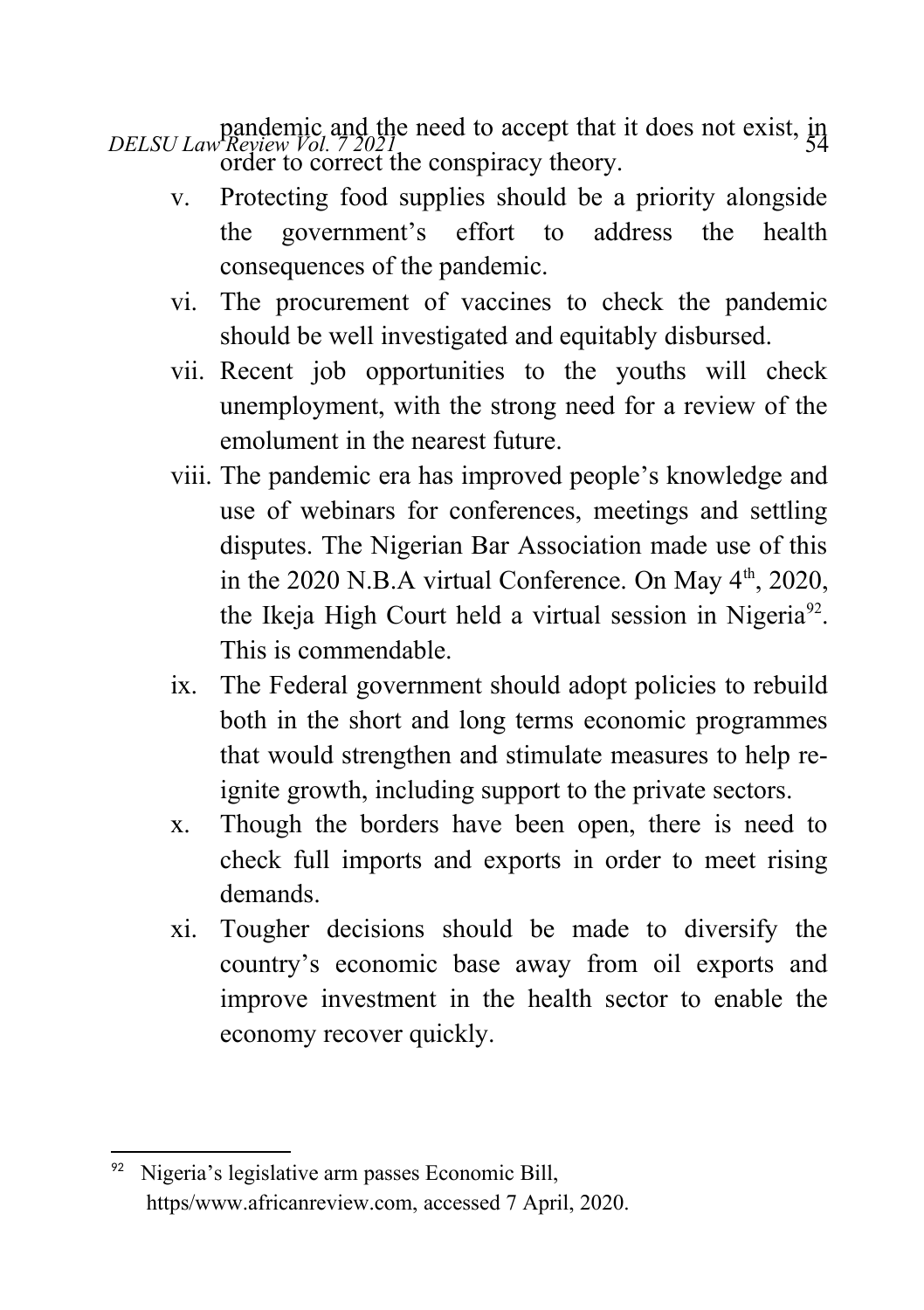pandemic and the need to accept that it does not exist, in order to correct the conspiracy theory.

v. Protecting food supplies should be a priority alongside the government's effort to address the health consequences of the pandemic.

vi. The procurement of vaccines to check the pandemic should be well investigated and equitably disbursed.

vii. Recent job opportunities to the youths will check unemployment, with the strong need for a review of the emolument in the nearest future.

viii. The pandemic era has improved people's knowledge and use of webinars for conferences, meetings and settling disputes. The Nigerian Bar Association made use of this in the 2020 N.B.A virtual Conference. On May 4th, 2020, the Ikeja High Court held a virtual session in Nigeria[92]. This is commendable.

ix. The Federal government should adopt policies to rebuild both in the short and long terms economic programmes that would strengthen and stimulate measures to help re-ignite growth, including support to the private sectors.

x. Though the borders have been open, there is need to check full imports and exports in order to meet rising demands.

xi. Tougher decisions should be made to diversify the country's economic base away from oil exports and improve investment in the health sector to enable the economy recover quickly.

---

[92] Nigeria's legislative arm passes Economic Bill, https/www.africanreview.com, accessed 7 April, 2020.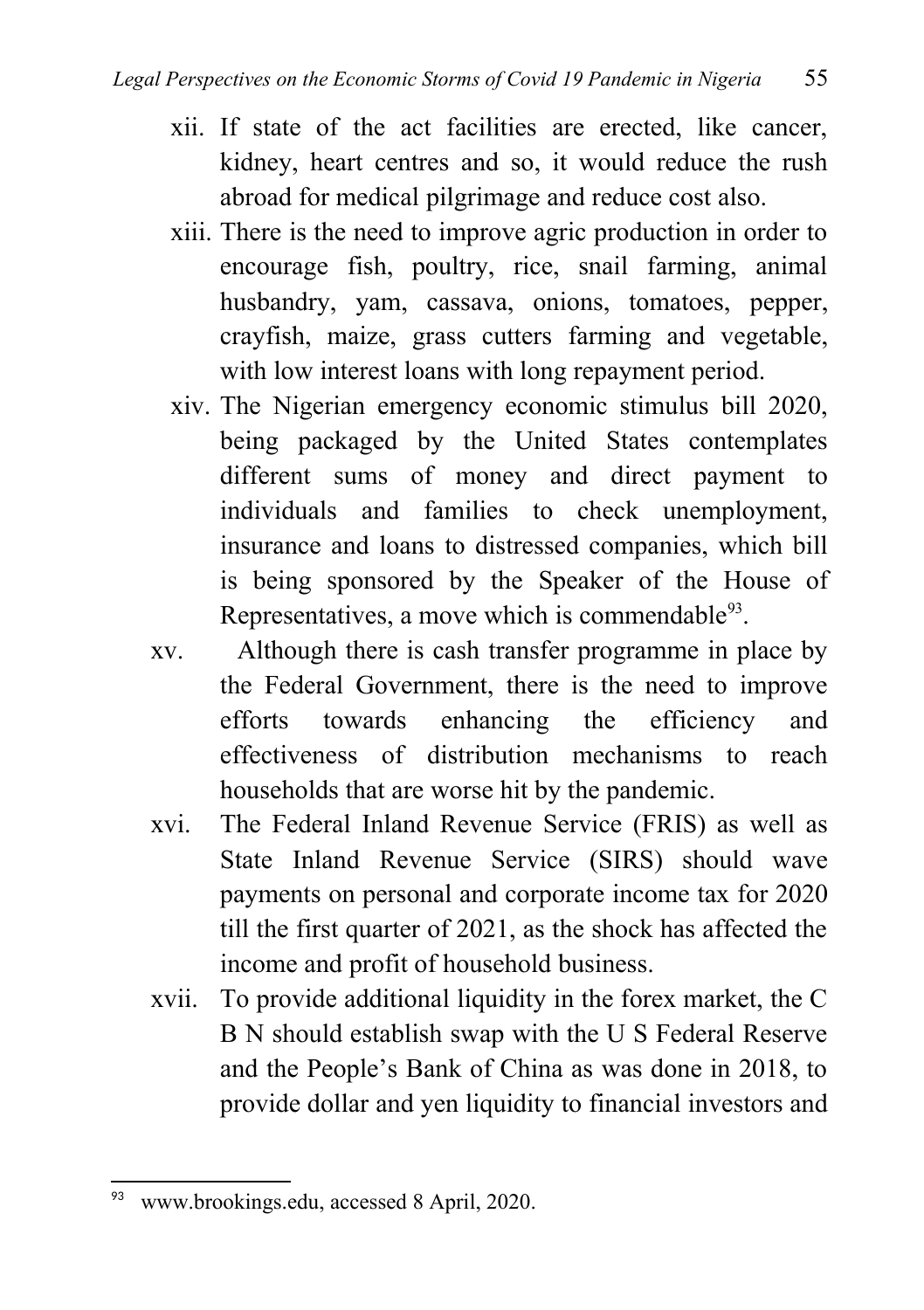xii. If state of the act facilities are erected, like cancer, kidney, heart centres and so, it would reduce the rush abroad for medical pilgrimage and reduce cost also.

xiii. There is the need to improve agric production in order to encourage fish, poultry, rice, snail farming, animal husbandry, yam, cassava, onions, tomatoes, pepper, crayfish, maize, grass cutters farming and vegetable, with low interest loans with long repayment period.

xiv. The Nigerian emergency economic stimulus bill 2020, being packaged by the United States contemplates different sums of money and direct payment to individuals and families to check unemployment, insurance and loans to distressed companies, which bill is being sponsored by the Speaker of the House of Representatives, a move which is commendable[93].

xv. Although there is cash transfer programme in place by the Federal Government, there is the need to improve efforts towards enhancing the efficiency and effectiveness of distribution mechanisms to reach households that are worse hit by the pandemic.

xvi. The Federal Inland Revenue Service (FRIS) as well as State Inland Revenue Service (SIRS) should wave payments on personal and corporate income tax for 2020 till the first quarter of 2021, as the shock has affected the income and profit of household business.

xvii. To provide additional liquidity in the forex market, the C B N should establish swap with the U S Federal Reserve and the People's Bank of China as was done in 2018, to provide dollar and yen liquidity to financial investors and

---

[93] www.brookings.edu, accessed 8 April, 2020.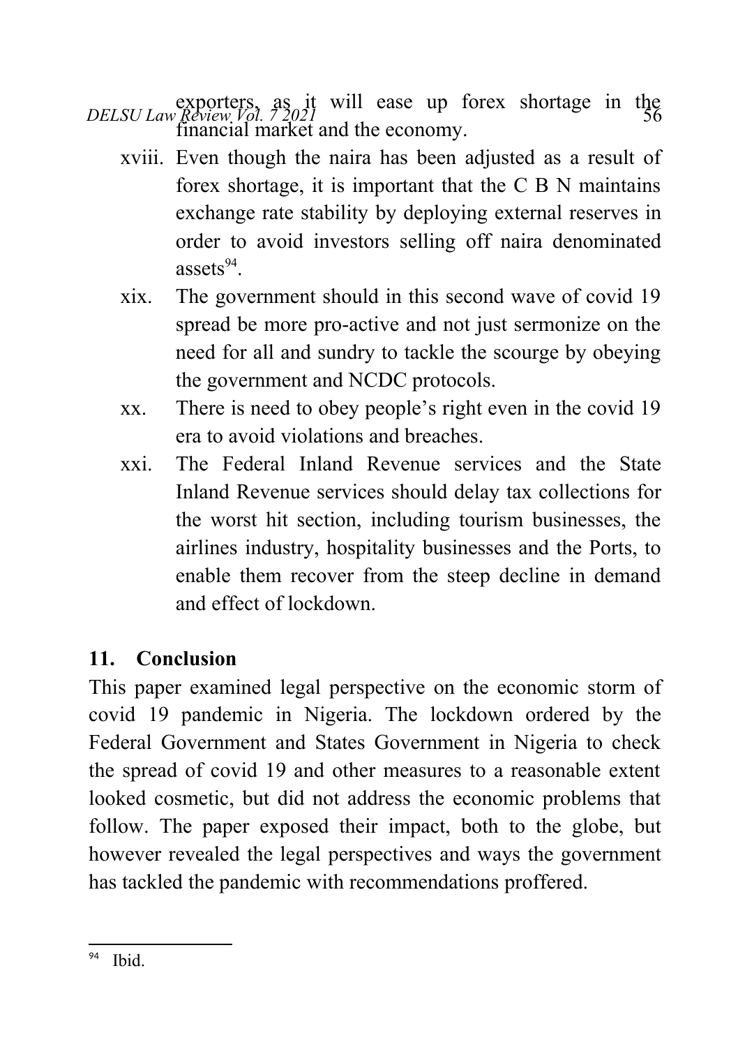exporters, as it will ease up forex shortage in the financial market and the economy.

xviii. Even though the naira has been adjusted as a result of forex shortage, it is important that the C B N maintains exchange rate stability by deploying external reserves in order to avoid investors selling off naira denominated assets[94].

xix. The government should in this second wave of covid 19 spread be more pro-active and not just sermonize on the need for all and sundry to tackle the scourge by obeying the government and NCDC protocols.

xx. There is need to obey people's right even in the covid 19 era to avoid violations and breaches.

xxi. The Federal Inland Revenue services and the State Inland Revenue services should delay tax collections for the worst hit section, including tourism businesses, the airlines industry, hospitality businesses and the Ports, to enable them recover from the steep decline in demand and effect of lockdown.

## 11. Conclusion

This paper examined legal perspective on the economic storm of covid 19 pandemic in Nigeria. The lockdown ordered by the Federal Government and States Government in Nigeria to check the spread of covid 19 and other measures to a reasonable extent looked cosmetic, but did not address the economic problems that follow. The paper exposed their impact, both to the globe, but however revealed the legal perspectives and ways the government has tackled the pandemic with recommendations proffered.

---

[94] Ibid.